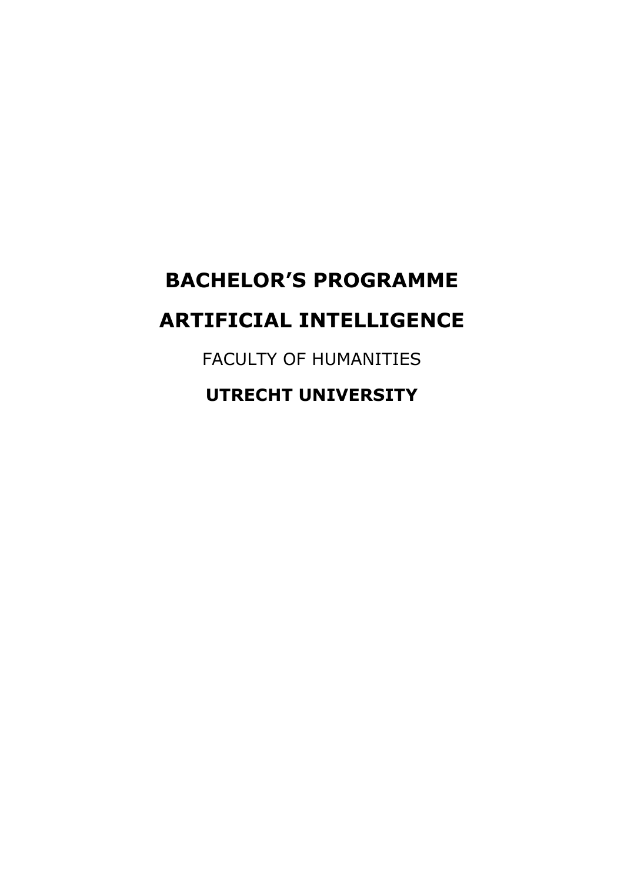# BACHELOR'S PROGRAMME

# ARTIFICIAL INTELLIGENCE

FACULTY OF HUMANITIES

**UTRECHT UNIVERSITY**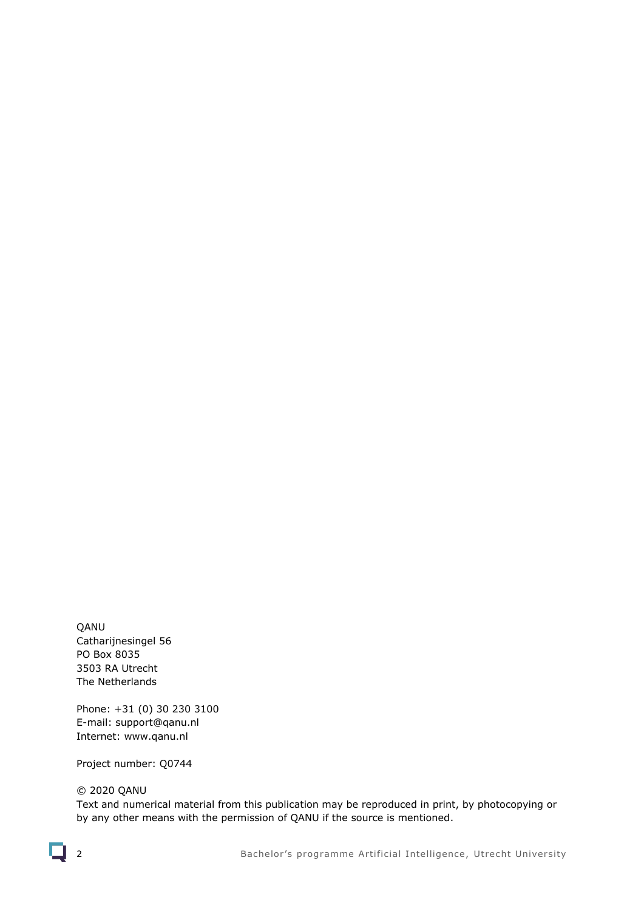QANU
Catharijnesingel 56
PO Box 8035
3503 RA Utrecht
The Netherlands

Phone: +31 (0) 30 230 3100
E-mail: support@qanu.nl
Internet: www.qanu.nl

Project number: Q0744

© 2020 QANU
Text and numerical material from this publication may be reproduced in print, by photocopying or by any other means with the permission of QANU if the source is mentioned.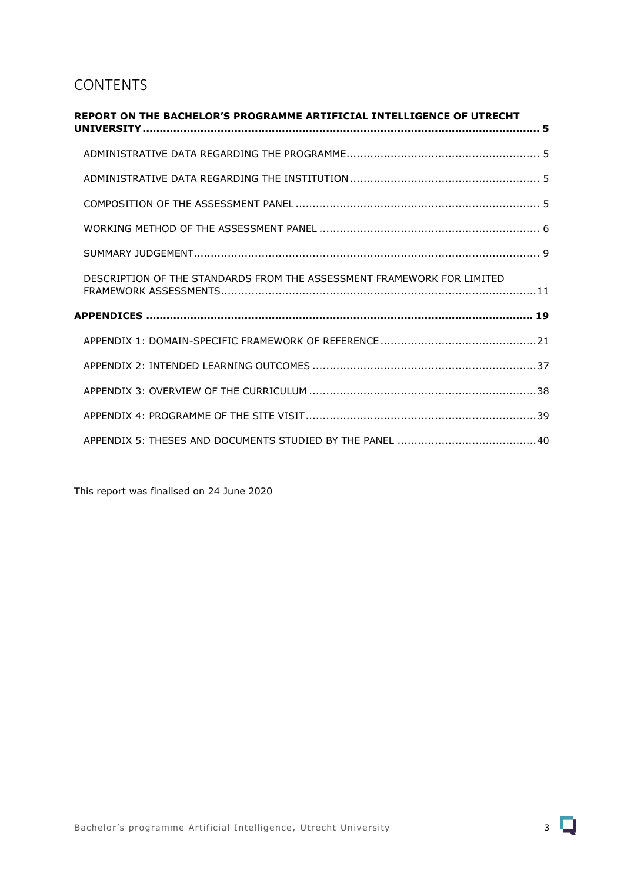# CONTENTS

**REPORT ON THE BACHELOR'S PROGRAMME ARTIFICIAL INTELLIGENCE OF UTRECHT UNIVERSITY ..... 5**

- ADMINISTRATIVE DATA REGARDING THE PROGRAMME ..... 5
- ADMINISTRATIVE DATA REGARDING THE INSTITUTION ..... 5
- COMPOSITION OF THE ASSESSMENT PANEL ..... 5
- WORKING METHOD OF THE ASSESSMENT PANEL ..... 6
- SUMMARY JUDGEMENT ..... 9
- DESCRIPTION OF THE STANDARDS FROM THE ASSESSMENT FRAMEWORK FOR LIMITED FRAMEWORK ASSESSMENTS ..... 11

**APPENDICES ..... 19**

- APPENDIX 1: DOMAIN-SPECIFIC FRAMEWORK OF REFERENCE ..... 21
- APPENDIX 2: INTENDED LEARNING OUTCOMES ..... 37
- APPENDIX 3: OVERVIEW OF THE CURRICULUM ..... 38
- APPENDIX 4: PROGRAMME OF THE SITE VISIT ..... 39
- APPENDIX 5: THESES AND DOCUMENTS STUDIED BY THE PANEL ..... 40

This report was finalised on 24 June 2020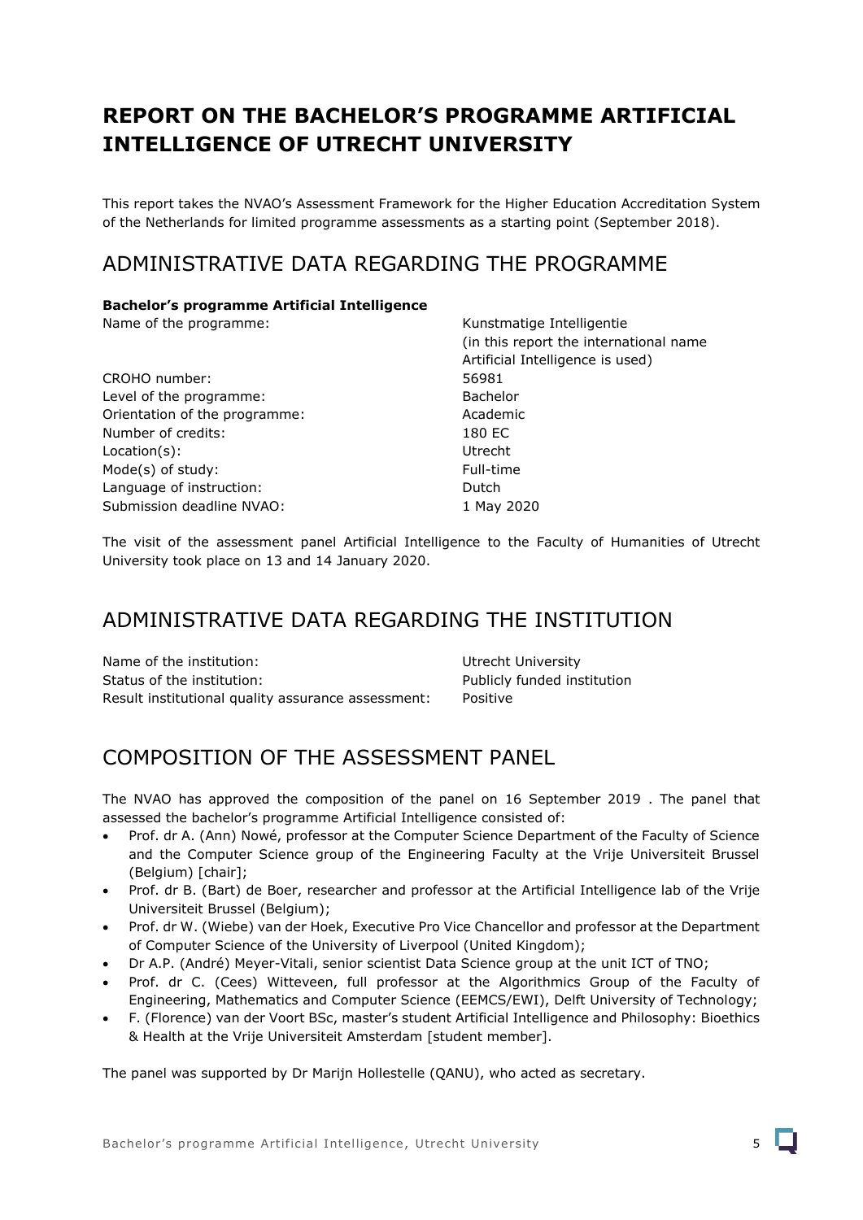# REPORT ON THE BACHELOR'S PROGRAMME ARTIFICIAL INTELLIGENCE OF UTRECHT UNIVERSITY

This report takes the NVAO's Assessment Framework for the Higher Education Accreditation System of the Netherlands for limited programme assessments as a starting point (September 2018).

## ADMINISTRATIVE DATA REGARDING THE PROGRAMME

**Bachelor's programme Artificial Intelligence**

| | |
|---|---|
| Name of the programme: | Kunstmatige Intelligentie (in this report the international name Artificial Intelligence is used) |
| CROHO number: | 56981 |
| Level of the programme: | Bachelor |
| Orientation of the programme: | Academic |
| Number of credits: | 180 EC |
| Location(s): | Utrecht |
| Mode(s) of study: | Full-time |
| Language of instruction: | Dutch |
| Submission deadline NVAO: | 1 May 2020 |

The visit of the assessment panel Artificial Intelligence to the Faculty of Humanities of Utrecht University took place on 13 and 14 January 2020.

## ADMINISTRATIVE DATA REGARDING THE INSTITUTION

| | |
|---|---|
| Name of the institution: | Utrecht University |
| Status of the institution: | Publicly funded institution |
| Result institutional quality assurance assessment: | Positive |

## COMPOSITION OF THE ASSESSMENT PANEL

The NVAO has approved the composition of the panel on 16 September 2019 . The panel that assessed the bachelor's programme Artificial Intelligence consisted of:

- Prof. dr A. (Ann) Nowé, professor at the Computer Science Department of the Faculty of Science and the Computer Science group of the Engineering Faculty at the Vrije Universiteit Brussel (Belgium) [chair];
- Prof. dr B. (Bart) de Boer, researcher and professor at the Artificial Intelligence lab of the Vrije Universiteit Brussel (Belgium);
- Prof. dr W. (Wiebe) van der Hoek, Executive Pro Vice Chancellor and professor at the Department of Computer Science of the University of Liverpool (United Kingdom);
- Dr A.P. (André) Meyer-Vitali, senior scientist Data Science group at the unit ICT of TNO;
- Prof. dr C. (Cees) Witteveen, full professor at the Algorithmics Group of the Faculty of Engineering, Mathematics and Computer Science (EEMCS/EWI), Delft University of Technology;
- F. (Florence) van der Voort BSc, master's student Artificial Intelligence and Philosophy: Bioethics & Health at the Vrije Universiteit Amsterdam [student member].

The panel was supported by Dr Marijn Hollestelle (QANU), who acted as secretary.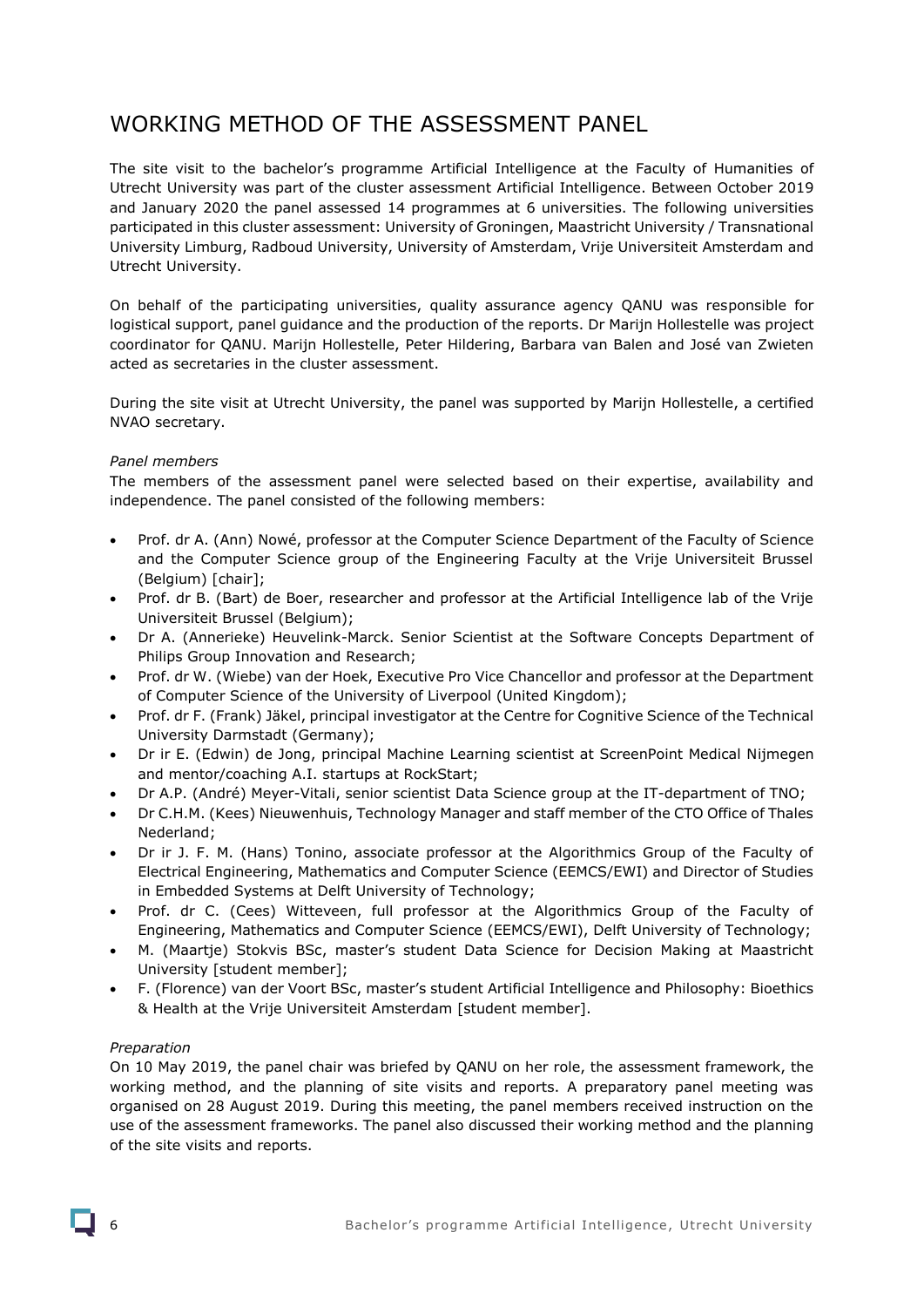# WORKING METHOD OF THE ASSESSMENT PANEL

The site visit to the bachelor's programme Artificial Intelligence at the Faculty of Humanities of Utrecht University was part of the cluster assessment Artificial Intelligence. Between October 2019 and January 2020 the panel assessed 14 programmes at 6 universities. The following universities participated in this cluster assessment: University of Groningen, Maastricht University / Transnational University Limburg, Radboud University, University of Amsterdam, Vrije Universiteit Amsterdam and Utrecht University.

On behalf of the participating universities, quality assurance agency QANU was responsible for logistical support, panel guidance and the production of the reports. Dr Marijn Hollestelle was project coordinator for QANU. Marijn Hollestelle, Peter Hildering, Barbara van Balen and José van Zwieten acted as secretaries in the cluster assessment.

During the site visit at Utrecht University, the panel was supported by Marijn Hollestelle, a certified NVAO secretary.

*Panel members*

The members of the assessment panel were selected based on their expertise, availability and independence. The panel consisted of the following members:

- Prof. dr A. (Ann) Nowé, professor at the Computer Science Department of the Faculty of Science and the Computer Science group of the Engineering Faculty at the Vrije Universiteit Brussel (Belgium) [chair];
- Prof. dr B. (Bart) de Boer, researcher and professor at the Artificial Intelligence lab of the Vrije Universiteit Brussel (Belgium);
- Dr A. (Annerieke) Heuvelink-Marck. Senior Scientist at the Software Concepts Department of Philips Group Innovation and Research;
- Prof. dr W. (Wiebe) van der Hoek, Executive Pro Vice Chancellor and professor at the Department of Computer Science of the University of Liverpool (United Kingdom);
- Prof. dr F. (Frank) Jäkel, principal investigator at the Centre for Cognitive Science of the Technical University Darmstadt (Germany);
- Dr ir E. (Edwin) de Jong, principal Machine Learning scientist at ScreenPoint Medical Nijmegen and mentor/coaching A.I. startups at RockStart;
- Dr A.P. (André) Meyer-Vitali, senior scientist Data Science group at the IT-department of TNO;
- Dr C.H.M. (Kees) Nieuwenhuis, Technology Manager and staff member of the CTO Office of Thales Nederland;
- Dr ir J. F. M. (Hans) Tonino, associate professor at the Algorithmics Group of the Faculty of Electrical Engineering, Mathematics and Computer Science (EEMCS/EWI) and Director of Studies in Embedded Systems at Delft University of Technology;
- Prof. dr C. (Cees) Witteveen, full professor at the Algorithmics Group of the Faculty of Engineering, Mathematics and Computer Science (EEMCS/EWI), Delft University of Technology;
- M. (Maartje) Stokvis BSc, master's student Data Science for Decision Making at Maastricht University [student member];
- F. (Florence) van der Voort BSc, master's student Artificial Intelligence and Philosophy: Bioethics & Health at the Vrije Universiteit Amsterdam [student member].

*Preparation*

On 10 May 2019, the panel chair was briefed by QANU on her role, the assessment framework, the working method, and the planning of site visits and reports. A preparatory panel meeting was organised on 28 August 2019. During this meeting, the panel members received instruction on the use of the assessment frameworks. The panel also discussed their working method and the planning of the site visits and reports.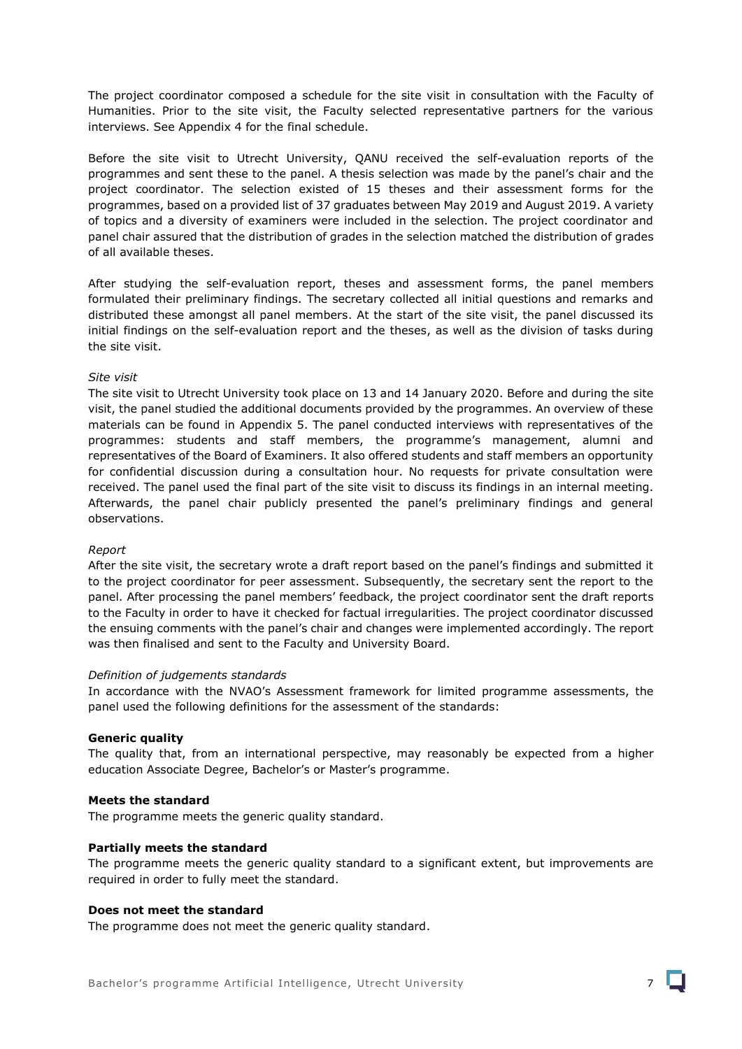The project coordinator composed a schedule for the site visit in consultation with the Faculty of Humanities. Prior to the site visit, the Faculty selected representative partners for the various interviews. See Appendix 4 for the final schedule.

Before the site visit to Utrecht University, QANU received the self-evaluation reports of the programmes and sent these to the panel. A thesis selection was made by the panel's chair and the project coordinator. The selection existed of 15 theses and their assessment forms for the programmes, based on a provided list of 37 graduates between May 2019 and August 2019. A variety of topics and a diversity of examiners were included in the selection. The project coordinator and panel chair assured that the distribution of grades in the selection matched the distribution of grades of all available theses.

After studying the self-evaluation report, theses and assessment forms, the panel members formulated their preliminary findings. The secretary collected all initial questions and remarks and distributed these amongst all panel members. At the start of the site visit, the panel discussed its initial findings on the self-evaluation report and the theses, as well as the division of tasks during the site visit.

*Site visit*

The site visit to Utrecht University took place on 13 and 14 January 2020. Before and during the site visit, the panel studied the additional documents provided by the programmes. An overview of these materials can be found in Appendix 5. The panel conducted interviews with representatives of the programmes: students and staff members, the programme's management, alumni and representatives of the Board of Examiners. It also offered students and staff members an opportunity for confidential discussion during a consultation hour. No requests for private consultation were received. The panel used the final part of the site visit to discuss its findings in an internal meeting. Afterwards, the panel chair publicly presented the panel's preliminary findings and general observations.

*Report*

After the site visit, the secretary wrote a draft report based on the panel's findings and submitted it to the project coordinator for peer assessment. Subsequently, the secretary sent the report to the panel. After processing the panel members' feedback, the project coordinator sent the draft reports to the Faculty in order to have it checked for factual irregularities. The project coordinator discussed the ensuing comments with the panel's chair and changes were implemented accordingly. The report was then finalised and sent to the Faculty and University Board.

*Definition of judgements standards*

In accordance with the NVAO's Assessment framework for limited programme assessments, the panel used the following definitions for the assessment of the standards:

**Generic quality**

The quality that, from an international perspective, may reasonably be expected from a higher education Associate Degree, Bachelor's or Master's programme.

**Meets the standard**

The programme meets the generic quality standard.

**Partially meets the standard**

The programme meets the generic quality standard to a significant extent, but improvements are required in order to fully meet the standard.

**Does not meet the standard**

The programme does not meet the generic quality standard.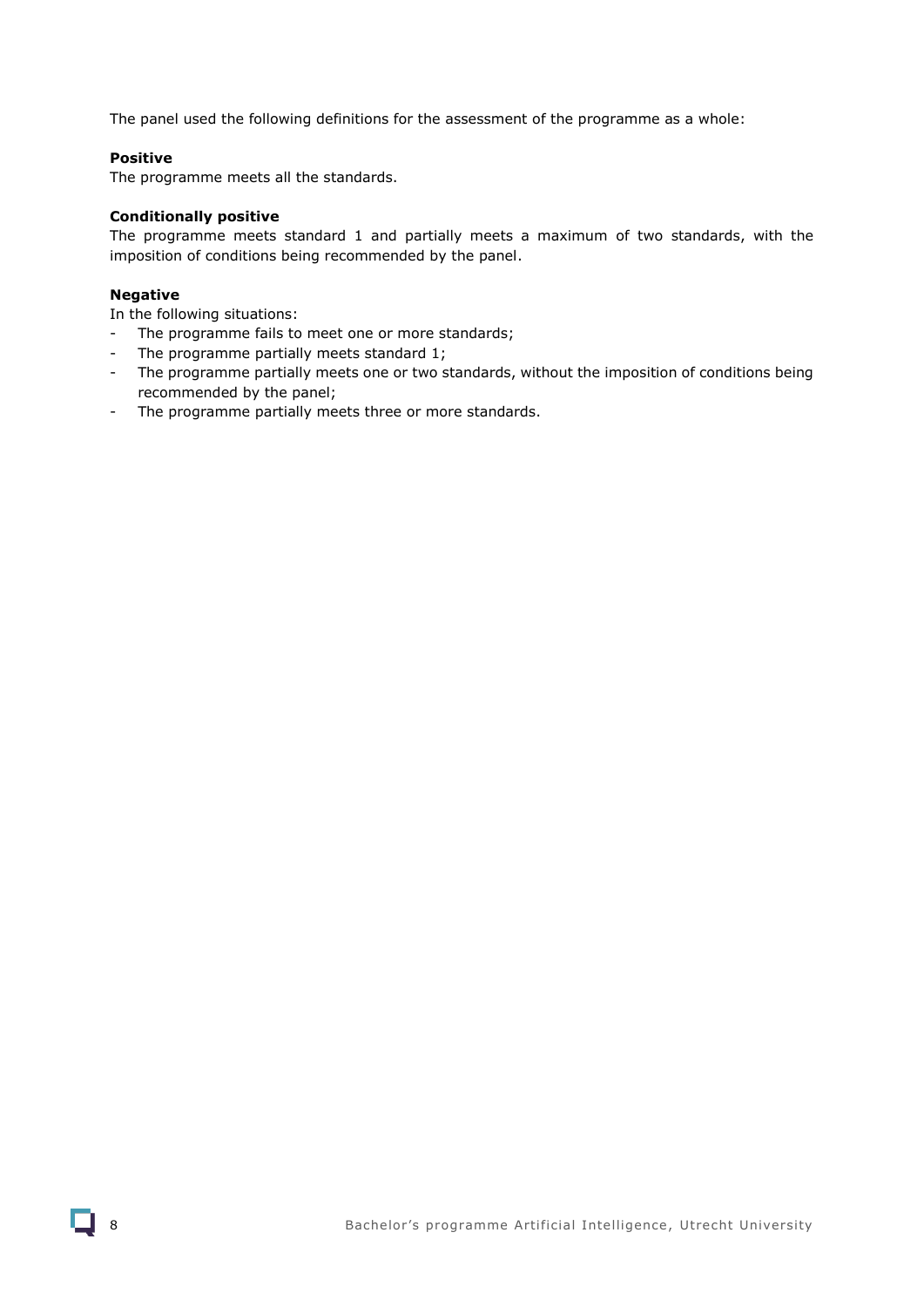The panel used the following definitions for the assessment of the programme as a whole:

**Positive**
The programme meets all the standards.

**Conditionally positive**
The programme meets standard 1 and partially meets a maximum of two standards, with the imposition of conditions being recommended by the panel.

**Negative**
In the following situations:

- The programme fails to meet one or more standards;
- The programme partially meets standard 1;
- The programme partially meets one or two standards, without the imposition of conditions being recommended by the panel;
- The programme partially meets three or more standards.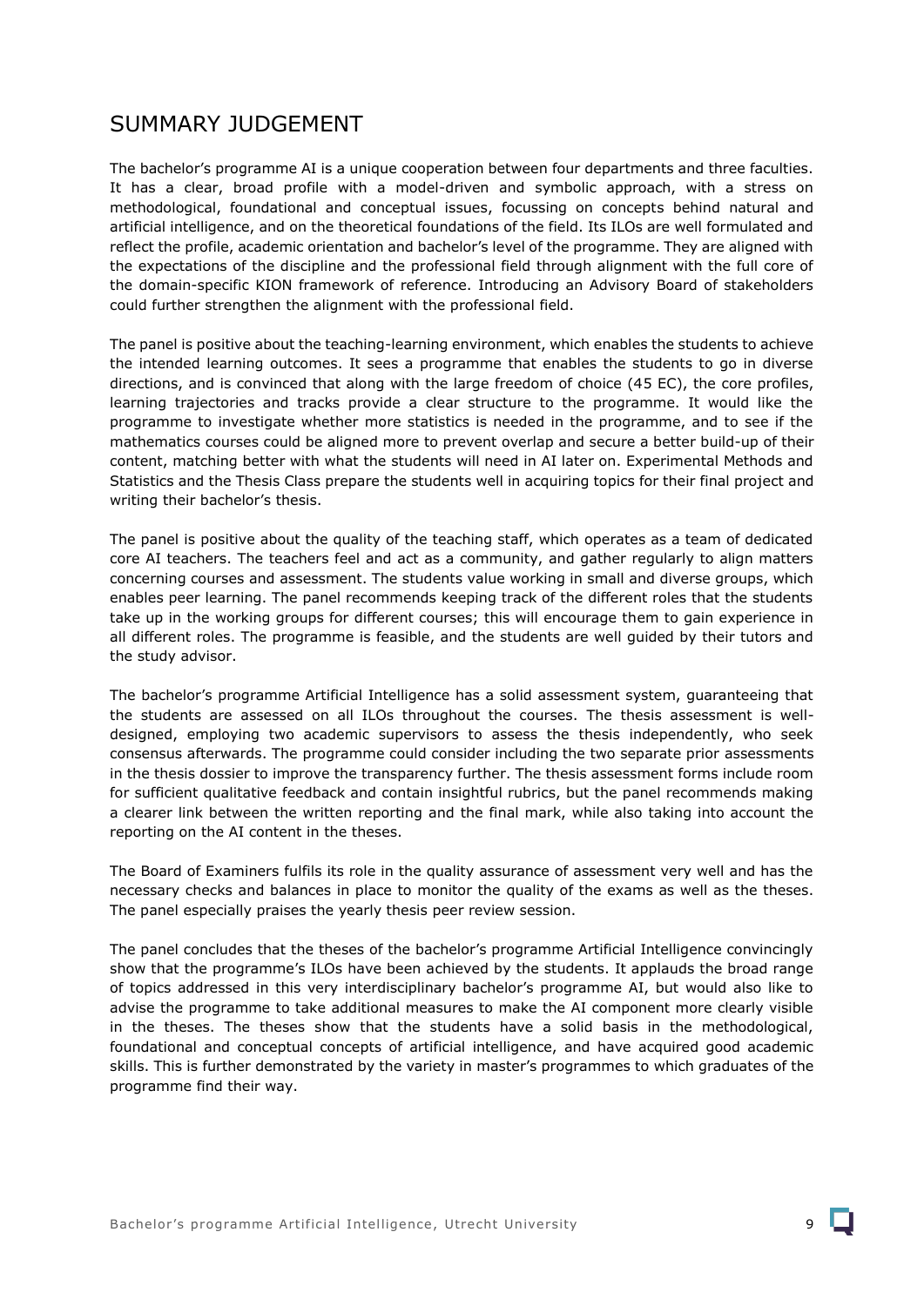# SUMMARY JUDGEMENT

The bachelor's programme AI is a unique cooperation between four departments and three faculties. It has a clear, broad profile with a model-driven and symbolic approach, with a stress on methodological, foundational and conceptual issues, focussing on concepts behind natural and artificial intelligence, and on the theoretical foundations of the field. Its ILOs are well formulated and reflect the profile, academic orientation and bachelor's level of the programme. They are aligned with the expectations of the discipline and the professional field through alignment with the full core of the domain-specific KION framework of reference. Introducing an Advisory Board of stakeholders could further strengthen the alignment with the professional field.

The panel is positive about the teaching-learning environment, which enables the students to achieve the intended learning outcomes. It sees a programme that enables the students to go in diverse directions, and is convinced that along with the large freedom of choice (45 EC), the core profiles, learning trajectories and tracks provide a clear structure to the programme. It would like the programme to investigate whether more statistics is needed in the programme, and to see if the mathematics courses could be aligned more to prevent overlap and secure a better build-up of their content, matching better with what the students will need in AI later on. Experimental Methods and Statistics and the Thesis Class prepare the students well in acquiring topics for their final project and writing their bachelor's thesis.

The panel is positive about the quality of the teaching staff, which operates as a team of dedicated core AI teachers. The teachers feel and act as a community, and gather regularly to align matters concerning courses and assessment. The students value working in small and diverse groups, which enables peer learning. The panel recommends keeping track of the different roles that the students take up in the working groups for different courses; this will encourage them to gain experience in all different roles. The programme is feasible, and the students are well guided by their tutors and the study advisor.

The bachelor's programme Artificial Intelligence has a solid assessment system, guaranteeing that the students are assessed on all ILOs throughout the courses. The thesis assessment is well-designed, employing two academic supervisors to assess the thesis independently, who seek consensus afterwards. The programme could consider including the two separate prior assessments in the thesis dossier to improve the transparency further. The thesis assessment forms include room for sufficient qualitative feedback and contain insightful rubrics, but the panel recommends making a clearer link between the written reporting and the final mark, while also taking into account the reporting on the AI content in the theses.

The Board of Examiners fulfils its role in the quality assurance of assessment very well and has the necessary checks and balances in place to monitor the quality of the exams as well as the theses. The panel especially praises the yearly thesis peer review session.

The panel concludes that the theses of the bachelor's programme Artificial Intelligence convincingly show that the programme's ILOs have been achieved by the students. It applauds the broad range of topics addressed in this very interdisciplinary bachelor's programme AI, but would also like to advise the programme to take additional measures to make the AI component more clearly visible in the theses. The theses show that the students have a solid basis in the methodological, foundational and conceptual concepts of artificial intelligence, and have acquired good academic skills. This is further demonstrated by the variety in master's programmes to which graduates of the programme find their way.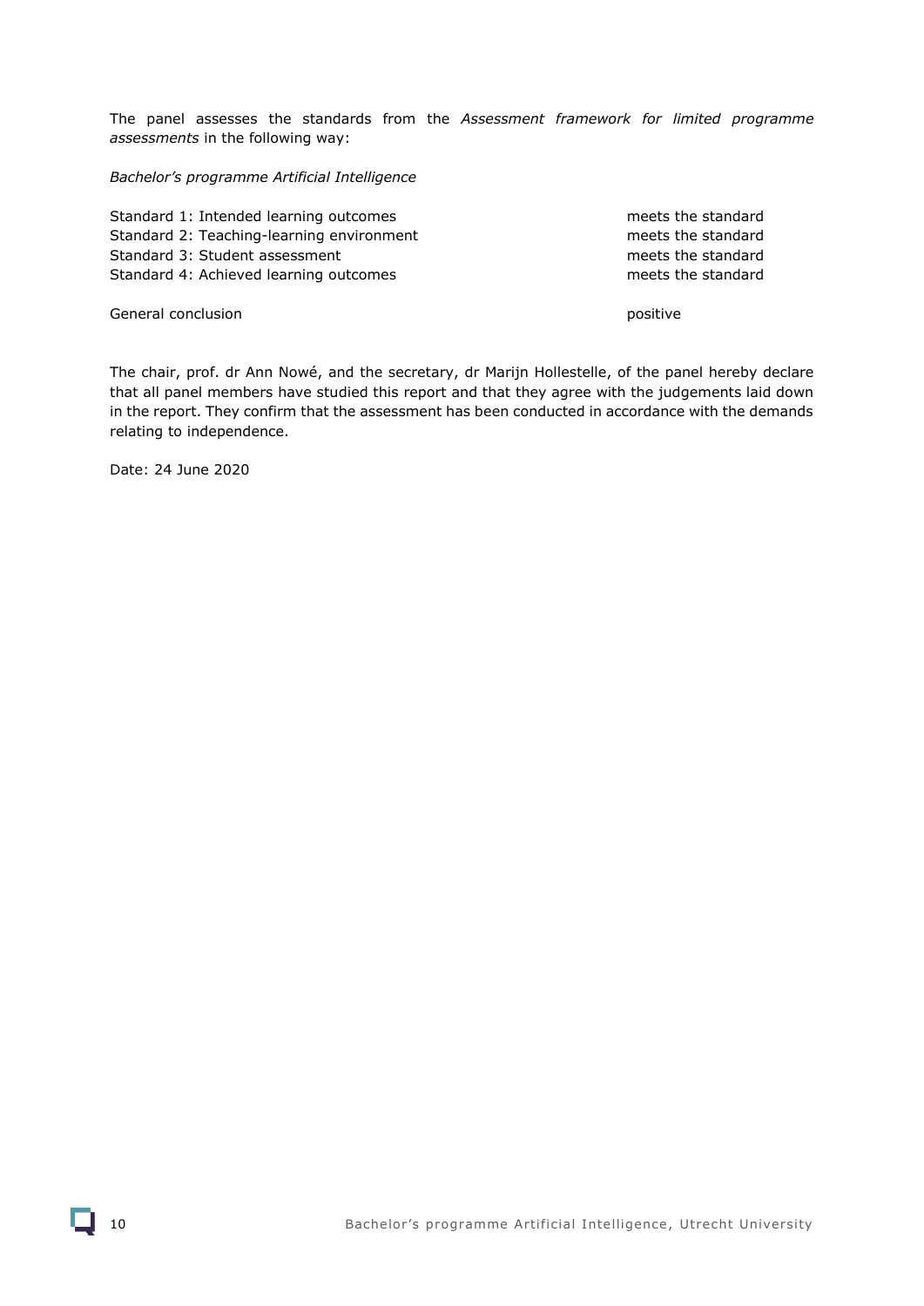The panel assesses the standards from the *Assessment framework for limited programme assessments* in the following way:

*Bachelor's programme Artificial Intelligence*

| | |
|---|---|
| Standard 1: Intended learning outcomes | meets the standard |
| Standard 2: Teaching-learning environment | meets the standard |
| Standard 3: Student assessment | meets the standard |
| Standard 4: Achieved learning outcomes | meets the standard |
| | |
| General conclusion | positive |

The chair, prof. dr Ann Nowé, and the secretary, dr Marijn Hollestelle, of the panel hereby declare that all panel members have studied this report and that they agree with the judgements laid down in the report. They confirm that the assessment has been conducted in accordance with the demands relating to independence.

Date: 24 June 2020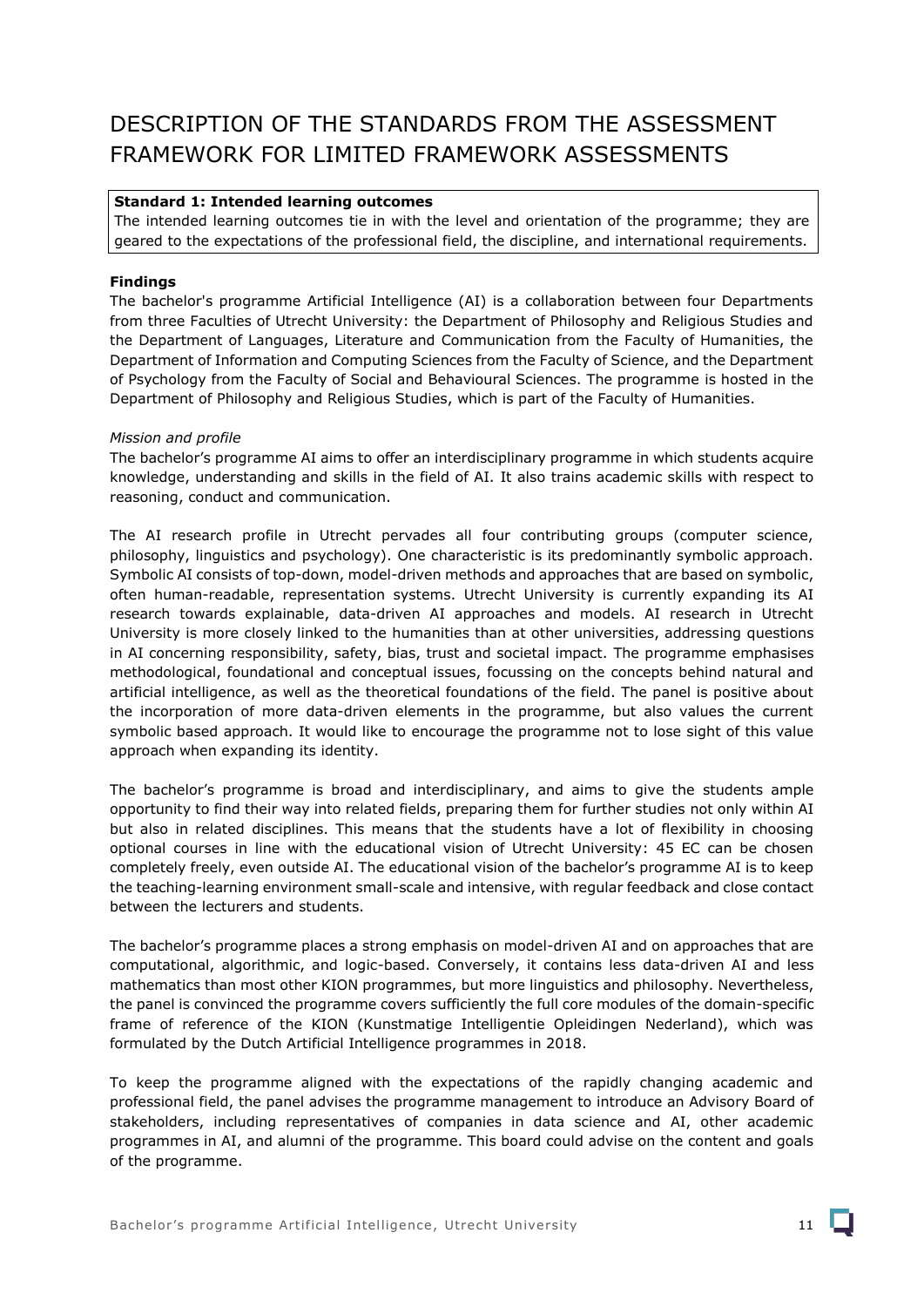# DESCRIPTION OF THE STANDARDS FROM THE ASSESSMENT FRAMEWORK FOR LIMITED FRAMEWORK ASSESSMENTS

**Standard 1: Intended learning outcomes**

The intended learning outcomes tie in with the level and orientation of the programme; they are geared to the expectations of the professional field, the discipline, and international requirements.

**Findings**

The bachelor's programme Artificial Intelligence (AI) is a collaboration between four Departments from three Faculties of Utrecht University: the Department of Philosophy and Religious Studies and the Department of Languages, Literature and Communication from the Faculty of Humanities, the Department of Information and Computing Sciences from the Faculty of Science, and the Department of Psychology from the Faculty of Social and Behavioural Sciences. The programme is hosted in the Department of Philosophy and Religious Studies, which is part of the Faculty of Humanities.

*Mission and profile*

The bachelor's programme AI aims to offer an interdisciplinary programme in which students acquire knowledge, understanding and skills in the field of AI. It also trains academic skills with respect to reasoning, conduct and communication.

The AI research profile in Utrecht pervades all four contributing groups (computer science, philosophy, linguistics and psychology). One characteristic is its predominantly symbolic approach. Symbolic AI consists of top-down, model-driven methods and approaches that are based on symbolic, often human-readable, representation systems. Utrecht University is currently expanding its AI research towards explainable, data-driven AI approaches and models. AI research in Utrecht University is more closely linked to the humanities than at other universities, addressing questions in AI concerning responsibility, safety, bias, trust and societal impact. The programme emphasises methodological, foundational and conceptual issues, focussing on the concepts behind natural and artificial intelligence, as well as the theoretical foundations of the field. The panel is positive about the incorporation of more data-driven elements in the programme, but also values the current symbolic based approach. It would like to encourage the programme not to lose sight of this value approach when expanding its identity.

The bachelor's programme is broad and interdisciplinary, and aims to give the students ample opportunity to find their way into related fields, preparing them for further studies not only within AI but also in related disciplines. This means that the students have a lot of flexibility in choosing optional courses in line with the educational vision of Utrecht University: 45 EC can be chosen completely freely, even outside AI. The educational vision of the bachelor's programme AI is to keep the teaching-learning environment small-scale and intensive, with regular feedback and close contact between the lecturers and students.

The bachelor's programme places a strong emphasis on model-driven AI and on approaches that are computational, algorithmic, and logic-based. Conversely, it contains less data-driven AI and less mathematics than most other KION programmes, but more linguistics and philosophy. Nevertheless, the panel is convinced the programme covers sufficiently the full core modules of the domain-specific frame of reference of the KION (Kunstmatige Intelligentie Opleidingen Nederland), which was formulated by the Dutch Artificial Intelligence programmes in 2018.

To keep the programme aligned with the expectations of the rapidly changing academic and professional field, the panel advises the programme management to introduce an Advisory Board of stakeholders, including representatives of companies in data science and AI, other academic programmes in AI, and alumni of the programme. This board could advise on the content and goals of the programme.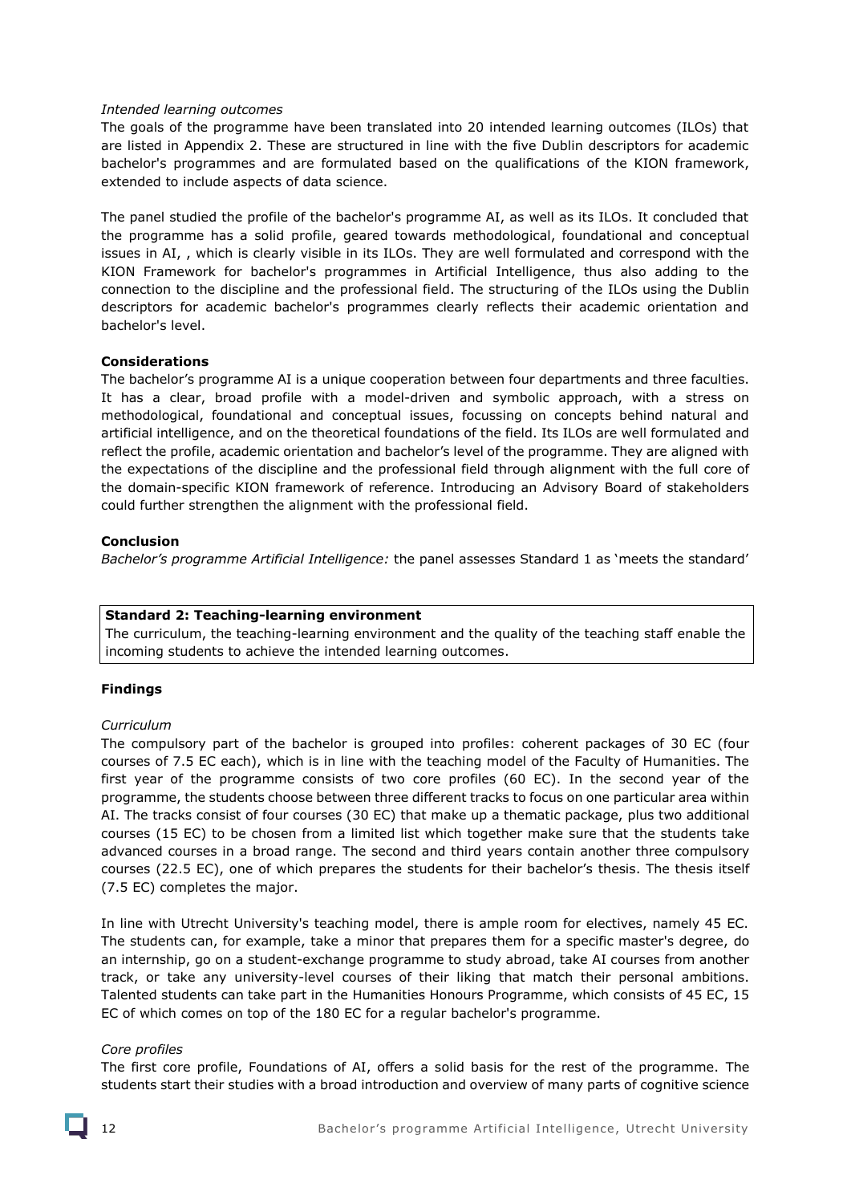*Intended learning outcomes*

The goals of the programme have been translated into 20 intended learning outcomes (ILOs) that are listed in Appendix 2. These are structured in line with the five Dublin descriptors for academic bachelor's programmes and are formulated based on the qualifications of the KION framework, extended to include aspects of data science.

The panel studied the profile of the bachelor's programme AI, as well as its ILOs. It concluded that the programme has a solid profile, geared towards methodological, foundational and conceptual issues in AI, , which is clearly visible in its ILOs. They are well formulated and correspond with the KION Framework for bachelor's programmes in Artificial Intelligence, thus also adding to the connection to the discipline and the professional field. The structuring of the ILOs using the Dublin descriptors for academic bachelor's programmes clearly reflects their academic orientation and bachelor's level.

**Considerations**

The bachelor's programme AI is a unique cooperation between four departments and three faculties. It has a clear, broad profile with a model-driven and symbolic approach, with a stress on methodological, foundational and conceptual issues, focussing on concepts behind natural and artificial intelligence, and on the theoretical foundations of the field. Its ILOs are well formulated and reflect the profile, academic orientation and bachelor's level of the programme. They are aligned with the expectations of the discipline and the professional field through alignment with the full core of the domain-specific KION framework of reference. Introducing an Advisory Board of stakeholders could further strengthen the alignment with the professional field.

**Conclusion**

*Bachelor's programme Artificial Intelligence:* the panel assesses Standard 1 as 'meets the standard'

**Standard 2: Teaching-learning environment**

The curriculum, the teaching-learning environment and the quality of the teaching staff enable the incoming students to achieve the intended learning outcomes.

**Findings**

*Curriculum*

The compulsory part of the bachelor is grouped into profiles: coherent packages of 30 EC (four courses of 7.5 EC each), which is in line with the teaching model of the Faculty of Humanities. The first year of the programme consists of two core profiles (60 EC). In the second year of the programme, the students choose between three different tracks to focus on one particular area within AI. The tracks consist of four courses (30 EC) that make up a thematic package, plus two additional courses (15 EC) to be chosen from a limited list which together make sure that the students take advanced courses in a broad range. The second and third years contain another three compulsory courses (22.5 EC), one of which prepares the students for their bachelor's thesis. The thesis itself (7.5 EC) completes the major.

In line with Utrecht University's teaching model, there is ample room for electives, namely 45 EC. The students can, for example, take a minor that prepares them for a specific master's degree, do an internship, go on a student-exchange programme to study abroad, take AI courses from another track, or take any university-level courses of their liking that match their personal ambitions. Talented students can take part in the Humanities Honours Programme, which consists of 45 EC, 15 EC of which comes on top of the 180 EC for a regular bachelor's programme.

*Core profiles*

The first core profile, Foundations of AI, offers a solid basis for the rest of the programme. The students start their studies with a broad introduction and overview of many parts of cognitive science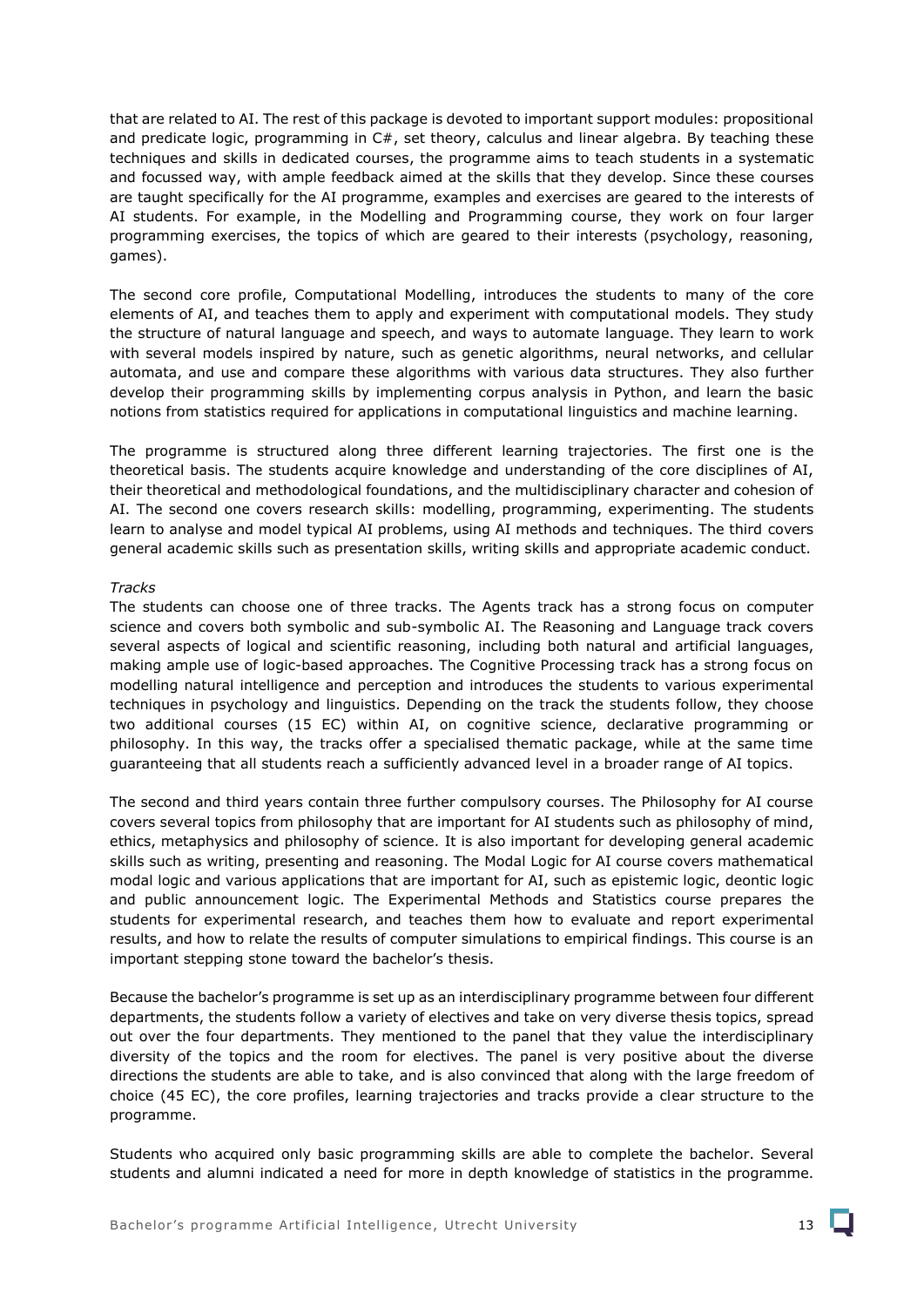that are related to AI. The rest of this package is devoted to important support modules: propositional and predicate logic, programming in C#, set theory, calculus and linear algebra. By teaching these techniques and skills in dedicated courses, the programme aims to teach students in a systematic and focussed way, with ample feedback aimed at the skills that they develop. Since these courses are taught specifically for the AI programme, examples and exercises are geared to the interests of AI students. For example, in the Modelling and Programming course, they work on four larger programming exercises, the topics of which are geared to their interests (psychology, reasoning, games).

The second core profile, Computational Modelling, introduces the students to many of the core elements of AI, and teaches them to apply and experiment with computational models. They study the structure of natural language and speech, and ways to automate language. They learn to work with several models inspired by nature, such as genetic algorithms, neural networks, and cellular automata, and use and compare these algorithms with various data structures. They also further develop their programming skills by implementing corpus analysis in Python, and learn the basic notions from statistics required for applications in computational linguistics and machine learning.

The programme is structured along three different learning trajectories. The first one is the theoretical basis. The students acquire knowledge and understanding of the core disciplines of AI, their theoretical and methodological foundations, and the multidisciplinary character and cohesion of AI. The second one covers research skills: modelling, programming, experimenting. The students learn to analyse and model typical AI problems, using AI methods and techniques. The third covers general academic skills such as presentation skills, writing skills and appropriate academic conduct.

*Tracks*

The students can choose one of three tracks. The Agents track has a strong focus on computer science and covers both symbolic and sub-symbolic AI. The Reasoning and Language track covers several aspects of logical and scientific reasoning, including both natural and artificial languages, making ample use of logic-based approaches. The Cognitive Processing track has a strong focus on modelling natural intelligence and perception and introduces the students to various experimental techniques in psychology and linguistics. Depending on the track the students follow, they choose two additional courses (15 EC) within AI, on cognitive science, declarative programming or philosophy. In this way, the tracks offer a specialised thematic package, while at the same time guaranteeing that all students reach a sufficiently advanced level in a broader range of AI topics.

The second and third years contain three further compulsory courses. The Philosophy for AI course covers several topics from philosophy that are important for AI students such as philosophy of mind, ethics, metaphysics and philosophy of science. It is also important for developing general academic skills such as writing, presenting and reasoning. The Modal Logic for AI course covers mathematical modal logic and various applications that are important for AI, such as epistemic logic, deontic logic and public announcement logic. The Experimental Methods and Statistics course prepares the students for experimental research, and teaches them how to evaluate and report experimental results, and how to relate the results of computer simulations to empirical findings. This course is an important stepping stone toward the bachelor's thesis.

Because the bachelor's programme is set up as an interdisciplinary programme between four different departments, the students follow a variety of electives and take on very diverse thesis topics, spread out over the four departments. They mentioned to the panel that they value the interdisciplinary diversity of the topics and the room for electives. The panel is very positive about the diverse directions the students are able to take, and is also convinced that along with the large freedom of choice (45 EC), the core profiles, learning trajectories and tracks provide a clear structure to the programme.

Students who acquired only basic programming skills are able to complete the bachelor. Several students and alumni indicated a need for more in depth knowledge of statistics in the programme.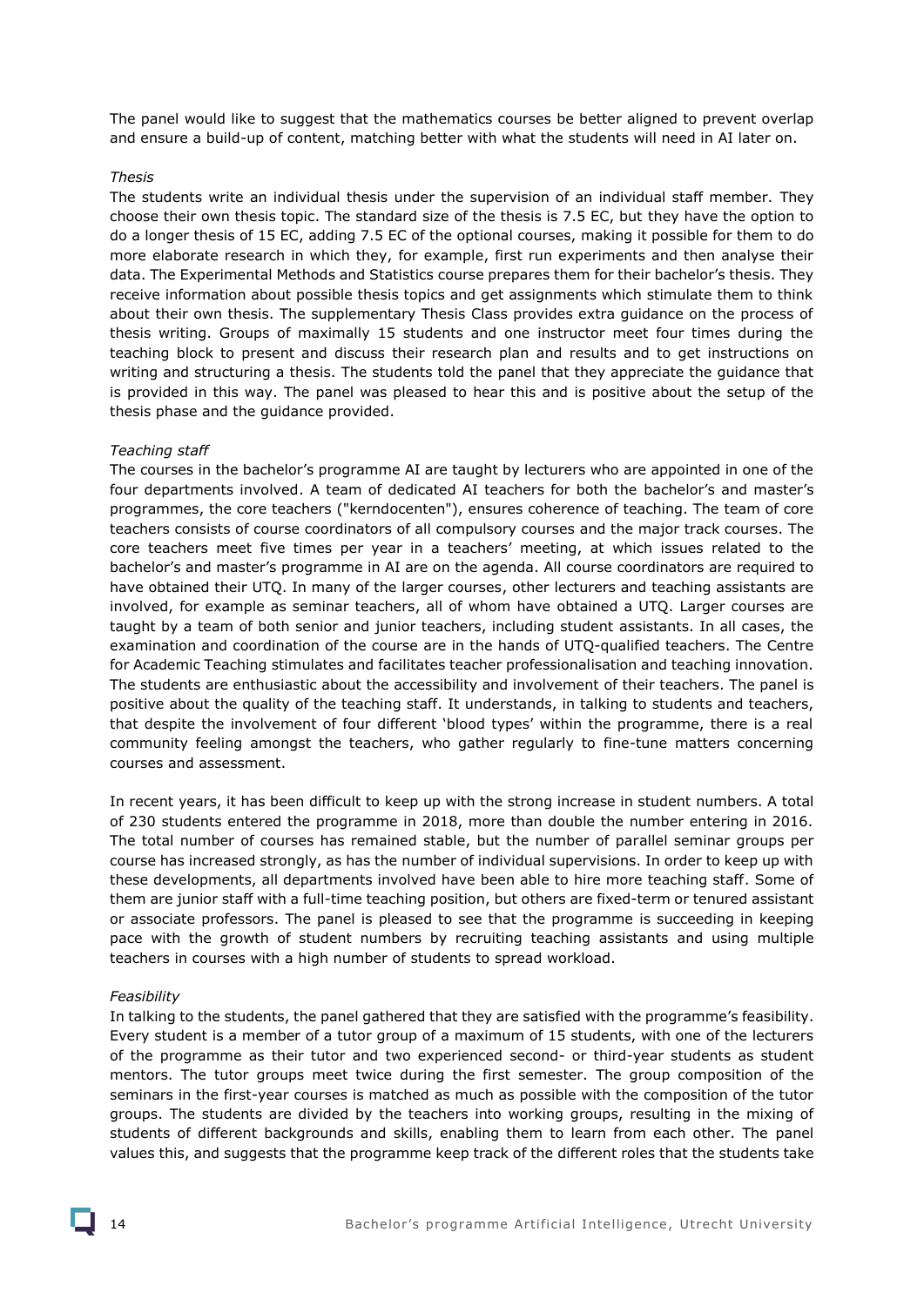The panel would like to suggest that the mathematics courses be better aligned to prevent overlap and ensure a build-up of content, matching better with what the students will need in AI later on.

*Thesis*

The students write an individual thesis under the supervision of an individual staff member. They choose their own thesis topic. The standard size of the thesis is 7.5 EC, but they have the option to do a longer thesis of 15 EC, adding 7.5 EC of the optional courses, making it possible for them to do more elaborate research in which they, for example, first run experiments and then analyse their data. The Experimental Methods and Statistics course prepares them for their bachelor's thesis. They receive information about possible thesis topics and get assignments which stimulate them to think about their own thesis. The supplementary Thesis Class provides extra guidance on the process of thesis writing. Groups of maximally 15 students and one instructor meet four times during the teaching block to present and discuss their research plan and results and to get instructions on writing and structuring a thesis. The students told the panel that they appreciate the guidance that is provided in this way. The panel was pleased to hear this and is positive about the setup of the thesis phase and the guidance provided.

*Teaching staff*

The courses in the bachelor's programme AI are taught by lecturers who are appointed in one of the four departments involved. A team of dedicated AI teachers for both the bachelor's and master's programmes, the core teachers ("kerndocenten"), ensures coherence of teaching. The team of core teachers consists of course coordinators of all compulsory courses and the major track courses. The core teachers meet five times per year in a teachers' meeting, at which issues related to the bachelor's and master's programme in AI are on the agenda. All course coordinators are required to have obtained their UTQ. In many of the larger courses, other lecturers and teaching assistants are involved, for example as seminar teachers, all of whom have obtained a UTQ. Larger courses are taught by a team of both senior and junior teachers, including student assistants. In all cases, the examination and coordination of the course are in the hands of UTQ-qualified teachers. The Centre for Academic Teaching stimulates and facilitates teacher professionalisation and teaching innovation. The students are enthusiastic about the accessibility and involvement of their teachers. The panel is positive about the quality of the teaching staff. It understands, in talking to students and teachers, that despite the involvement of four different 'blood types' within the programme, there is a real community feeling amongst the teachers, who gather regularly to fine-tune matters concerning courses and assessment.

In recent years, it has been difficult to keep up with the strong increase in student numbers. A total of 230 students entered the programme in 2018, more than double the number entering in 2016. The total number of courses has remained stable, but the number of parallel seminar groups per course has increased strongly, as has the number of individual supervisions. In order to keep up with these developments, all departments involved have been able to hire more teaching staff. Some of them are junior staff with a full-time teaching position, but others are fixed-term or tenured assistant or associate professors. The panel is pleased to see that the programme is succeeding in keeping pace with the growth of student numbers by recruiting teaching assistants and using multiple teachers in courses with a high number of students to spread workload.

*Feasibility*

In talking to the students, the panel gathered that they are satisfied with the programme's feasibility. Every student is a member of a tutor group of a maximum of 15 students, with one of the lecturers of the programme as their tutor and two experienced second- or third-year students as student mentors. The tutor groups meet twice during the first semester. The group composition of the seminars in the first-year courses is matched as much as possible with the composition of the tutor groups. The students are divided by the teachers into working groups, resulting in the mixing of students of different backgrounds and skills, enabling them to learn from each other. The panel values this, and suggests that the programme keep track of the different roles that the students take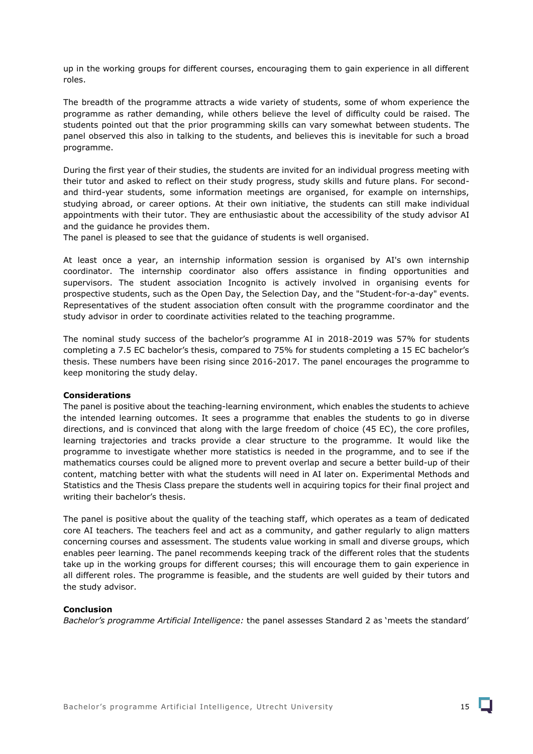up in the working groups for different courses, encouraging them to gain experience in all different roles.

The breadth of the programme attracts a wide variety of students, some of whom experience the programme as rather demanding, while others believe the level of difficulty could be raised. The students pointed out that the prior programming skills can vary somewhat between students. The panel observed this also in talking to the students, and believes this is inevitable for such a broad programme.

During the first year of their studies, the students are invited for an individual progress meeting with their tutor and asked to reflect on their study progress, study skills and future plans. For second- and third-year students, some information meetings are organised, for example on internships, studying abroad, or career options. At their own initiative, the students can still make individual appointments with their tutor. They are enthusiastic about the accessibility of the study advisor AI and the guidance he provides them.
The panel is pleased to see that the guidance of students is well organised.

At least once a year, an internship information session is organised by AI's own internship coordinator. The internship coordinator also offers assistance in finding opportunities and supervisors. The student association Incognito is actively involved in organising events for prospective students, such as the Open Day, the Selection Day, and the "Student-for-a-day" events. Representatives of the student association often consult with the programme coordinator and the study advisor in order to coordinate activities related to the teaching programme.

The nominal study success of the bachelor's programme AI in 2018-2019 was 57% for students completing a 7.5 EC bachelor's thesis, compared to 75% for students completing a 15 EC bachelor's thesis. These numbers have been rising since 2016-2017. The panel encourages the programme to keep monitoring the study delay.

**Considerations**
The panel is positive about the teaching-learning environment, which enables the students to achieve the intended learning outcomes. It sees a programme that enables the students to go in diverse directions, and is convinced that along with the large freedom of choice (45 EC), the core profiles, learning trajectories and tracks provide a clear structure to the programme. It would like the programme to investigate whether more statistics is needed in the programme, and to see if the mathematics courses could be aligned more to prevent overlap and secure a better build-up of their content, matching better with what the students will need in AI later on. Experimental Methods and Statistics and the Thesis Class prepare the students well in acquiring topics for their final project and writing their bachelor's thesis.

The panel is positive about the quality of the teaching staff, which operates as a team of dedicated core AI teachers. The teachers feel and act as a community, and gather regularly to align matters concerning courses and assessment. The students value working in small and diverse groups, which enables peer learning. The panel recommends keeping track of the different roles that the students take up in the working groups for different courses; this will encourage them to gain experience in all different roles. The programme is feasible, and the students are well guided by their tutors and the study advisor.

**Conclusion**
*Bachelor's programme Artificial Intelligence:* the panel assesses Standard 2 as 'meets the standard'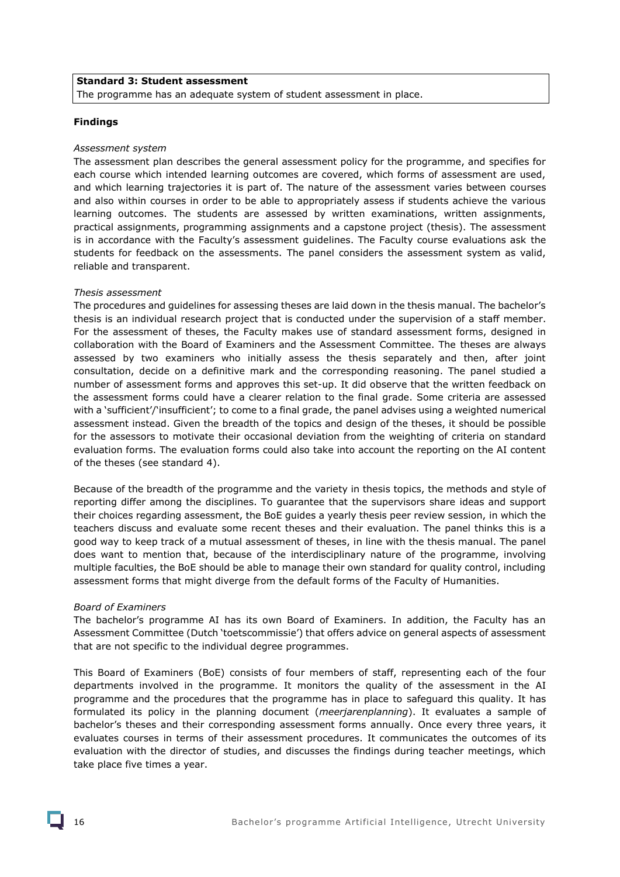**Standard 3: Student assessment**
The programme has an adequate system of student assessment in place.

**Findings**

*Assessment system*
The assessment plan describes the general assessment policy for the programme, and specifies for each course which intended learning outcomes are covered, which forms of assessment are used, and which learning trajectories it is part of. The nature of the assessment varies between courses and also within courses in order to be able to appropriately assess if students achieve the various learning outcomes. The students are assessed by written examinations, written assignments, practical assignments, programming assignments and a capstone project (thesis). The assessment is in accordance with the Faculty's assessment guidelines. The Faculty course evaluations ask the students for feedback on the assessments. The panel considers the assessment system as valid, reliable and transparent.

*Thesis assessment*
The procedures and guidelines for assessing theses are laid down in the thesis manual. The bachelor's thesis is an individual research project that is conducted under the supervision of a staff member. For the assessment of theses, the Faculty makes use of standard assessment forms, designed in collaboration with the Board of Examiners and the Assessment Committee. The theses are always assessed by two examiners who initially assess the thesis separately and then, after joint consultation, decide on a definitive mark and the corresponding reasoning. The panel studied a number of assessment forms and approves this set-up. It did observe that the written feedback on the assessment forms could have a clearer relation to the final grade. Some criteria are assessed with a 'sufficient'/'insufficient'; to come to a final grade, the panel advises using a weighted numerical assessment instead. Given the breadth of the topics and design of the theses, it should be possible for the assessors to motivate their occasional deviation from the weighting of criteria on standard evaluation forms. The evaluation forms could also take into account the reporting on the AI content of the theses (see standard 4).

Because of the breadth of the programme and the variety in thesis topics, the methods and style of reporting differ among the disciplines. To guarantee that the supervisors share ideas and support their choices regarding assessment, the BoE guides a yearly thesis peer review session, in which the teachers discuss and evaluate some recent theses and their evaluation. The panel thinks this is a good way to keep track of a mutual assessment of theses, in line with the thesis manual. The panel does want to mention that, because of the interdisciplinary nature of the programme, involving multiple faculties, the BoE should be able to manage their own standard for quality control, including assessment forms that might diverge from the default forms of the Faculty of Humanities.

*Board of Examiners*
The bachelor's programme AI has its own Board of Examiners. In addition, the Faculty has an Assessment Committee (Dutch 'toetscommissie') that offers advice on general aspects of assessment that are not specific to the individual degree programmes.

This Board of Examiners (BoE) consists of four members of staff, representing each of the four departments involved in the programme. It monitors the quality of the assessment in the AI programme and the procedures that the programme has in place to safeguard this quality. It has formulated its policy in the planning document (*meerjarenplanning*). It evaluates a sample of bachelor's theses and their corresponding assessment forms annually. Once every three years, it evaluates courses in terms of their assessment procedures. It communicates the outcomes of its evaluation with the director of studies, and discusses the findings during teacher meetings, which take place five times a year.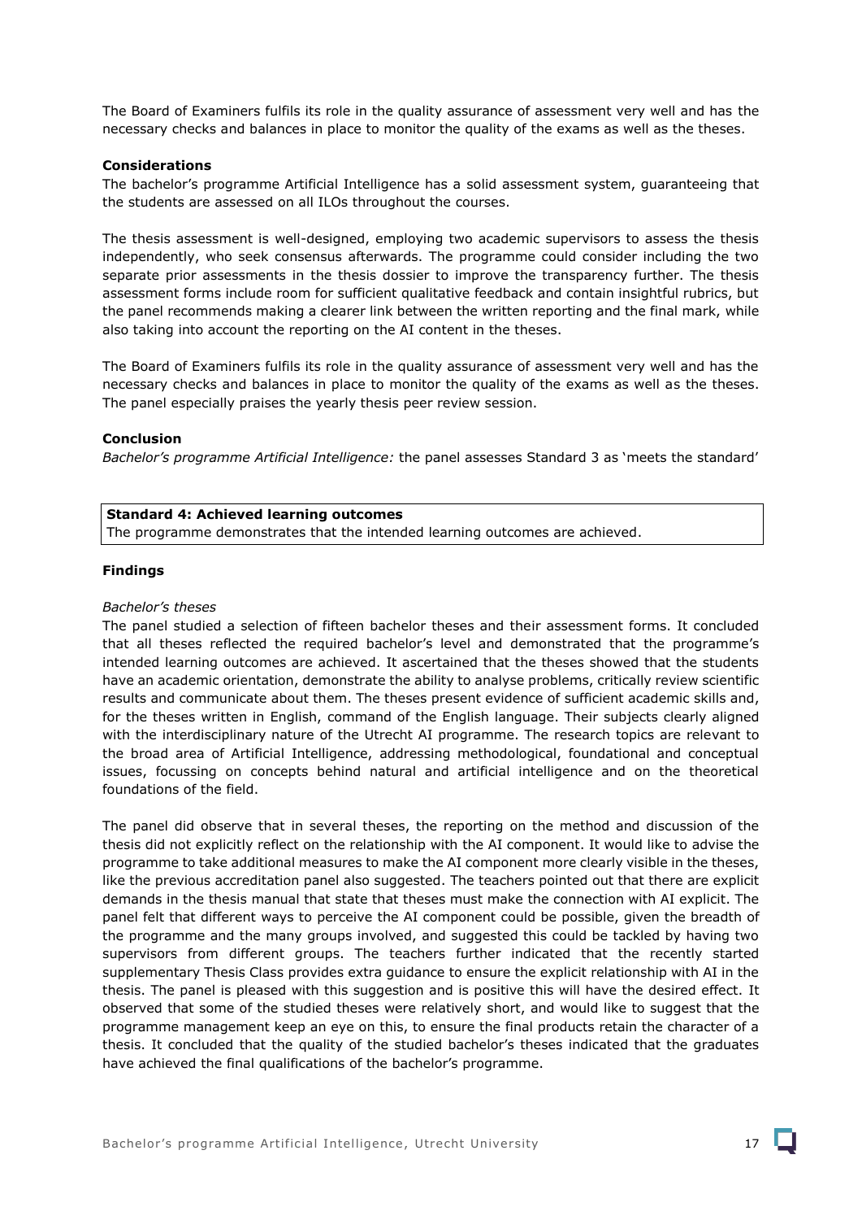The Board of Examiners fulfils its role in the quality assurance of assessment very well and has the necessary checks and balances in place to monitor the quality of the exams as well as the theses.

**Considerations**

The bachelor's programme Artificial Intelligence has a solid assessment system, guaranteeing that the students are assessed on all ILOs throughout the courses.

The thesis assessment is well-designed, employing two academic supervisors to assess the thesis independently, who seek consensus afterwards. The programme could consider including the two separate prior assessments in the thesis dossier to improve the transparency further. The thesis assessment forms include room for sufficient qualitative feedback and contain insightful rubrics, but the panel recommends making a clearer link between the written reporting and the final mark, while also taking into account the reporting on the AI content in the theses.

The Board of Examiners fulfils its role in the quality assurance of assessment very well and has the necessary checks and balances in place to monitor the quality of the exams as well as the theses. The panel especially praises the yearly thesis peer review session.

**Conclusion**

*Bachelor's programme Artificial Intelligence:* the panel assesses Standard 3 as 'meets the standard'

| **Standard 4: Achieved learning outcomes** |
| --- |
| The programme demonstrates that the intended learning outcomes are achieved. |

**Findings**

*Bachelor's theses*

The panel studied a selection of fifteen bachelor theses and their assessment forms. It concluded that all theses reflected the required bachelor's level and demonstrated that the programme's intended learning outcomes are achieved. It ascertained that the theses showed that the students have an academic orientation, demonstrate the ability to analyse problems, critically review scientific results and communicate about them. The theses present evidence of sufficient academic skills and, for the theses written in English, command of the English language. Their subjects clearly aligned with the interdisciplinary nature of the Utrecht AI programme. The research topics are relevant to the broad area of Artificial Intelligence, addressing methodological, foundational and conceptual issues, focussing on concepts behind natural and artificial intelligence and on the theoretical foundations of the field.

The panel did observe that in several theses, the reporting on the method and discussion of the thesis did not explicitly reflect on the relationship with the AI component. It would like to advise the programme to take additional measures to make the AI component more clearly visible in the theses, like the previous accreditation panel also suggested. The teachers pointed out that there are explicit demands in the thesis manual that state that theses must make the connection with AI explicit. The panel felt that different ways to perceive the AI component could be possible, given the breadth of the programme and the many groups involved, and suggested this could be tackled by having two supervisors from different groups. The teachers further indicated that the recently started supplementary Thesis Class provides extra guidance to ensure the explicit relationship with AI in the thesis. The panel is pleased with this suggestion and is positive this will have the desired effect. It observed that some of the studied theses were relatively short, and would like to suggest that the programme management keep an eye on this, to ensure the final products retain the character of a thesis. It concluded that the quality of the studied bachelor's theses indicated that the graduates have achieved the final qualifications of the bachelor's programme.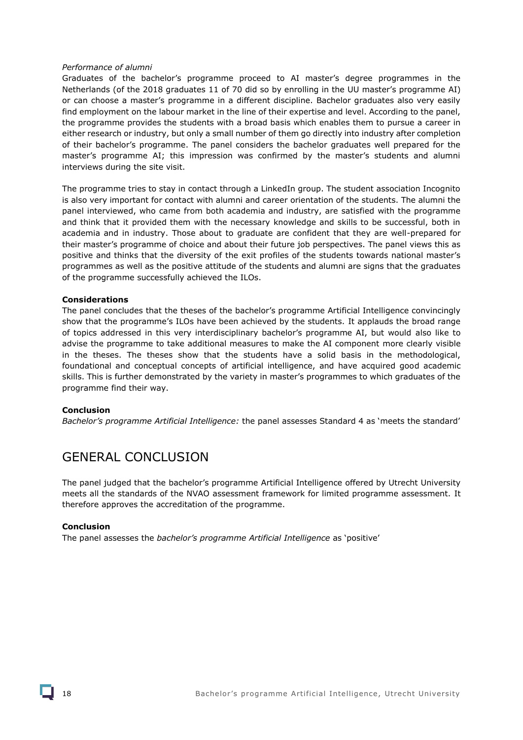*Performance of alumni*

Graduates of the bachelor's programme proceed to AI master's degree programmes in the Netherlands (of the 2018 graduates 11 of 70 did so by enrolling in the UU master's programme AI) or can choose a master's programme in a different discipline. Bachelor graduates also very easily find employment on the labour market in the line of their expertise and level. According to the panel, the programme provides the students with a broad basis which enables them to pursue a career in either research or industry, but only a small number of them go directly into industry after completion of their bachelor's programme. The panel considers the bachelor graduates well prepared for the master's programme AI; this impression was confirmed by the master's students and alumni interviews during the site visit.

The programme tries to stay in contact through a LinkedIn group. The student association Incognito is also very important for contact with alumni and career orientation of the students. The alumni the panel interviewed, who came from both academia and industry, are satisfied with the programme and think that it provided them with the necessary knowledge and skills to be successful, both in academia and in industry. Those about to graduate are confident that they are well-prepared for their master's programme of choice and about their future job perspectives. The panel views this as positive and thinks that the diversity of the exit profiles of the students towards national master's programmes as well as the positive attitude of the students and alumni are signs that the graduates of the programme successfully achieved the ILOs.

**Considerations**

The panel concludes that the theses of the bachelor's programme Artificial Intelligence convincingly show that the programme's ILOs have been achieved by the students. It applauds the broad range of topics addressed in this very interdisciplinary bachelor's programme AI, but would also like to advise the programme to take additional measures to make the AI component more clearly visible in the theses. The theses show that the students have a solid basis in the methodological, foundational and conceptual concepts of artificial intelligence, and have acquired good academic skills. This is further demonstrated by the variety in master's programmes to which graduates of the programme find their way.

**Conclusion**

*Bachelor's programme Artificial Intelligence:* the panel assesses Standard 4 as 'meets the standard'

# GENERAL CONCLUSION

The panel judged that the bachelor's programme Artificial Intelligence offered by Utrecht University meets all the standards of the NVAO assessment framework for limited programme assessment. It therefore approves the accreditation of the programme.

**Conclusion**

The panel assesses the *bachelor's programme Artificial Intelligence* as 'positive'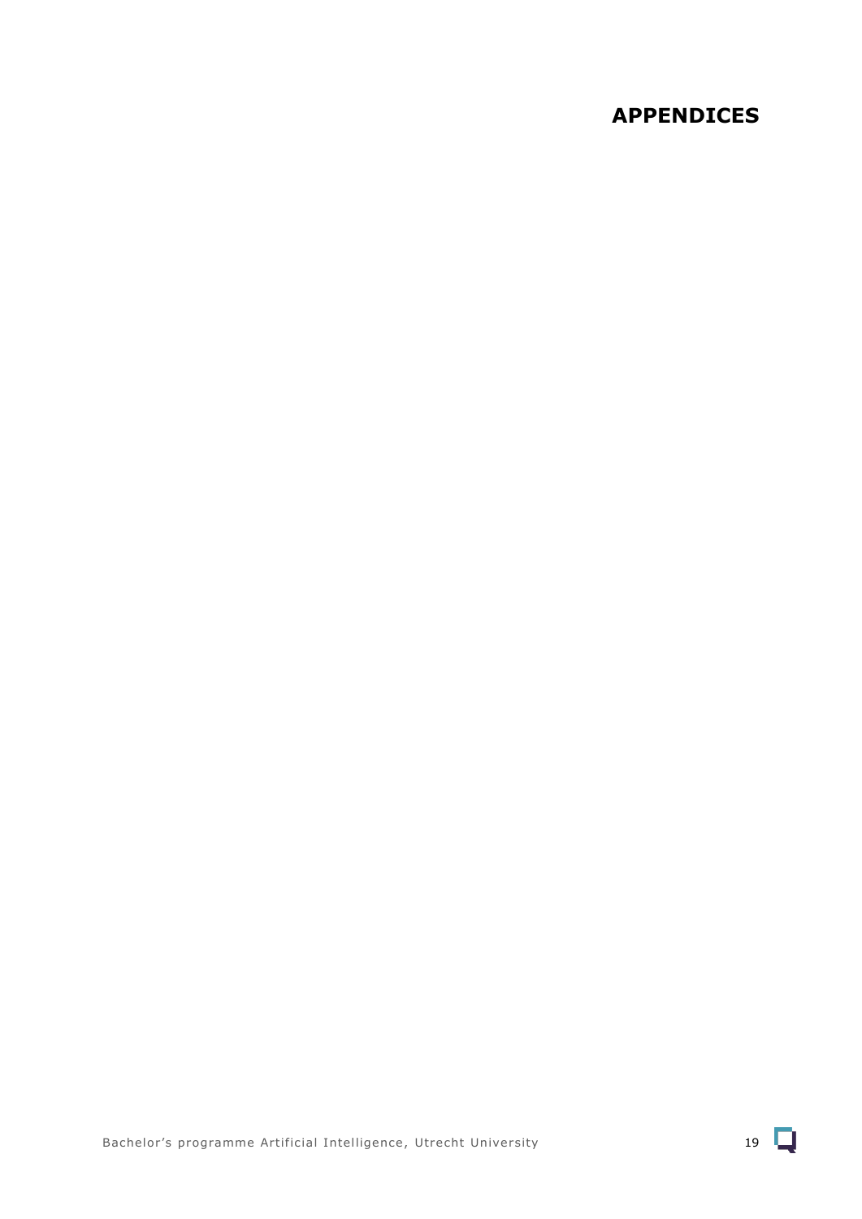# APPENDICES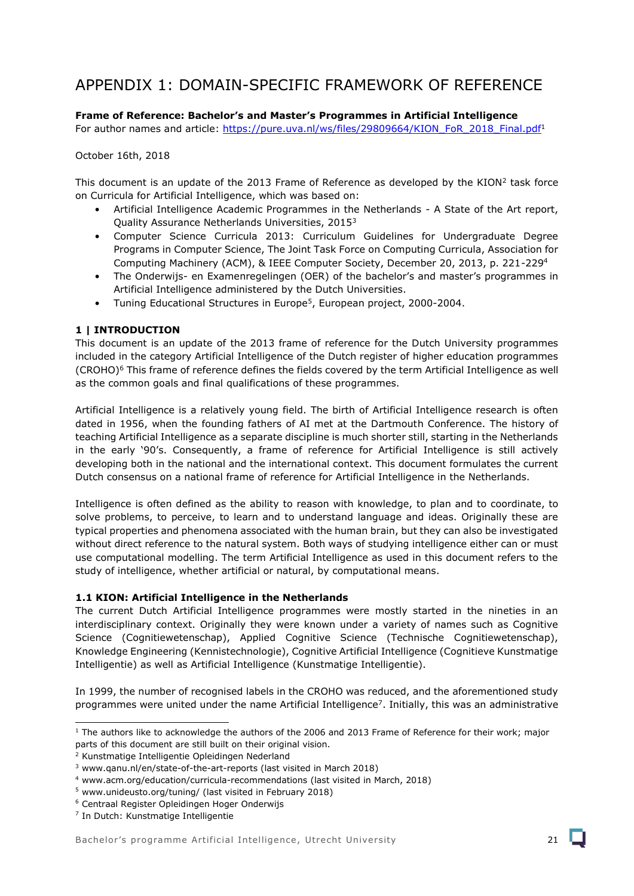# APPENDIX 1: DOMAIN-SPECIFIC FRAMEWORK OF REFERENCE

**Frame of Reference: Bachelor's and Master's Programmes in Artificial Intelligence**
For author names and article: https://pure.uva.nl/ws/files/29809664/KION_FoR_2018_Final.pdf[1]

October 16th, 2018

This document is an update of the 2013 Frame of Reference as developed by the KION[2] task force on Curricula for Artificial Intelligence, which was based on:

- Artificial Intelligence Academic Programmes in the Netherlands - A State of the Art report, Quality Assurance Netherlands Universities, 2015[3]
- Computer Science Curricula 2013: Curriculum Guidelines for Undergraduate Degree Programs in Computer Science, The Joint Task Force on Computing Curricula, Association for Computing Machinery (ACM), & IEEE Computer Society, December 20, 2013, p. 221-229[4]
- The Onderwijs- en Examenregelingen (OER) of the bachelor's and master's programmes in Artificial Intelligence administered by the Dutch Universities.
- Tuning Educational Structures in Europe[5], European project, 2000-2004.

### 1 | INTRODUCTION

This document is an update of the 2013 frame of reference for the Dutch University programmes included in the category Artificial Intelligence of the Dutch register of higher education programmes (CROHO)[6] This frame of reference defines the fields covered by the term Artificial Intelligence as well as the common goals and final qualifications of these programmes.

Artificial Intelligence is a relatively young field. The birth of Artificial Intelligence research is often dated in 1956, when the founding fathers of AI met at the Dartmouth Conference. The history of teaching Artificial Intelligence as a separate discipline is much shorter still, starting in the Netherlands in the early '90's. Consequently, a frame of reference for Artificial Intelligence is still actively developing both in the national and the international context. This document formulates the current Dutch consensus on a national frame of reference for Artificial Intelligence in the Netherlands.

Intelligence is often defined as the ability to reason with knowledge, to plan and to coordinate, to solve problems, to perceive, to learn and to understand language and ideas. Originally these are typical properties and phenomena associated with the human brain, but they can also be investigated without direct reference to the natural system. Both ways of studying intelligence either can or must use computational modelling. The term Artificial Intelligence as used in this document refers to the study of intelligence, whether artificial or natural, by computational means.

#### 1.1 KION: Artificial Intelligence in the Netherlands

The current Dutch Artificial Intelligence programmes were mostly started in the nineties in an interdisciplinary context. Originally they were known under a variety of names such as Cognitive Science (Cognitiewetenschap), Applied Cognitive Science (Technische Cognitiewetenschap), Knowledge Engineering (Kennistechnologie), Cognitive Artificial Intelligence (Cognitieve Kunstmatige Intelligentie) as well as Artificial Intelligence (Kunstmatige Intelligentie).

In 1999, the number of recognised labels in the CROHO was reduced, and the aforementioned study programmes were united under the name Artificial Intelligence[7]. Initially, this was an administrative

[1] The authors like to acknowledge the authors of the 2006 and 2013 Frame of Reference for their work; major parts of this document are still built on their original vision.
[2] Kunstmatige Intelligentie Opleidingen Nederland
[3] www.qanu.nl/en/state-of-the-art-reports (last visited in March 2018)
[4] www.acm.org/education/curricula-recommendations (last visited in March, 2018)
[5] www.unideusto.org/tuning/ (last visited in February 2018)
[6] Centraal Register Opleidingen Hoger Onderwijs
[7] In Dutch: Kunstmatige Intelligentie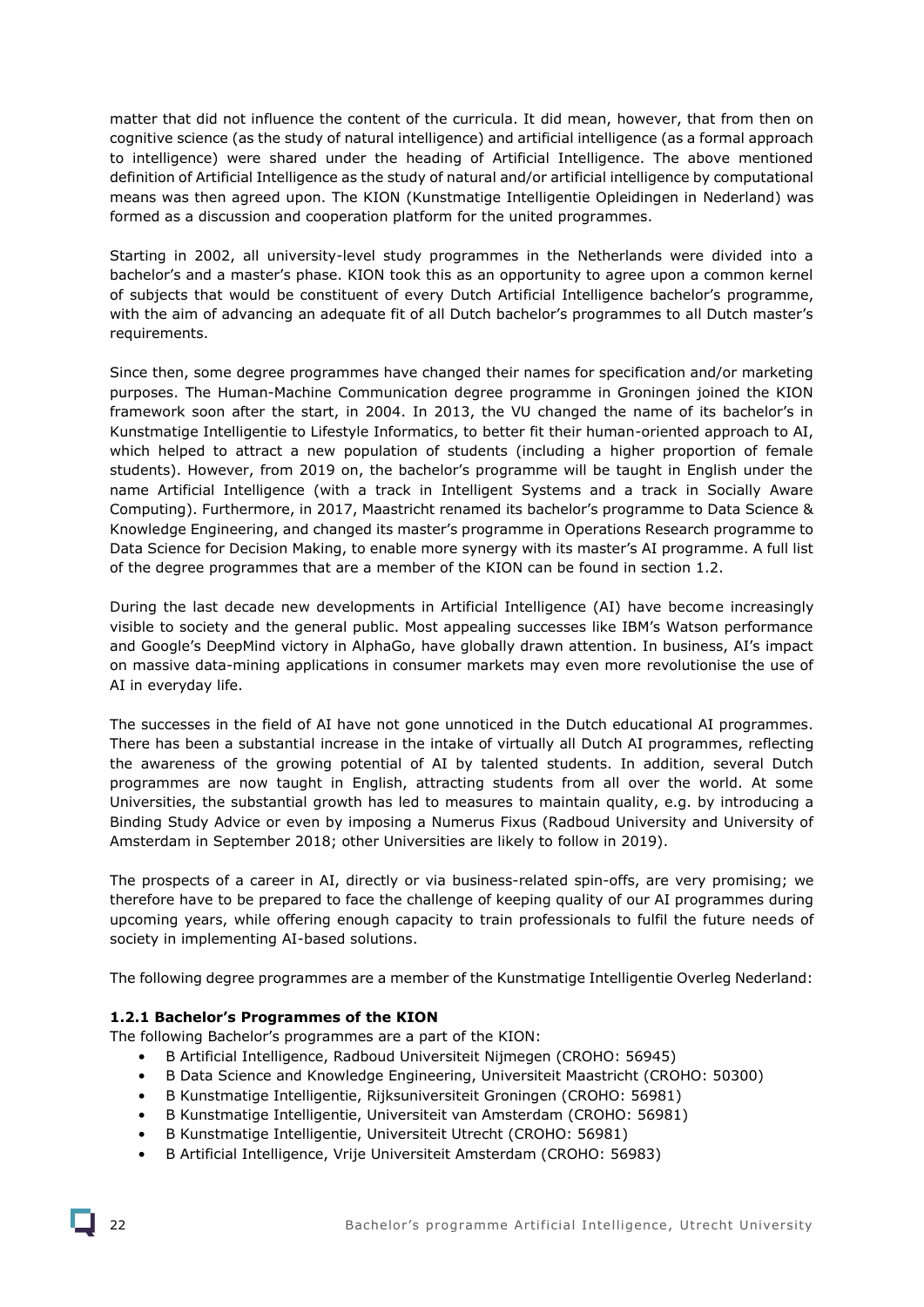matter that did not influence the content of the curricula. It did mean, however, that from then on cognitive science (as the study of natural intelligence) and artificial intelligence (as a formal approach to intelligence) were shared under the heading of Artificial Intelligence. The above mentioned definition of Artificial Intelligence as the study of natural and/or artificial intelligence by computational means was then agreed upon. The KION (Kunstmatige Intelligentie Opleidingen in Nederland) was formed as a discussion and cooperation platform for the united programmes.

Starting in 2002, all university-level study programmes in the Netherlands were divided into a bachelor's and a master's phase. KION took this as an opportunity to agree upon a common kernel of subjects that would be constituent of every Dutch Artificial Intelligence bachelor's programme, with the aim of advancing an adequate fit of all Dutch bachelor's programmes to all Dutch master's requirements.

Since then, some degree programmes have changed their names for specification and/or marketing purposes. The Human-Machine Communication degree programme in Groningen joined the KION framework soon after the start, in 2004. In 2013, the VU changed the name of its bachelor's in Kunstmatige Intelligentie to Lifestyle Informatics, to better fit their human-oriented approach to AI, which helped to attract a new population of students (including a higher proportion of female students). However, from 2019 on, the bachelor's programme will be taught in English under the name Artificial Intelligence (with a track in Intelligent Systems and a track in Socially Aware Computing). Furthermore, in 2017, Maastricht renamed its bachelor's programme to Data Science & Knowledge Engineering, and changed its master's programme in Operations Research programme to Data Science for Decision Making, to enable more synergy with its master's AI programme. A full list of the degree programmes that are a member of the KION can be found in section 1.2.

During the last decade new developments in Artificial Intelligence (AI) have become increasingly visible to society and the general public. Most appealing successes like IBM's Watson performance and Google's DeepMind victory in AlphaGo, have globally drawn attention. In business, AI's impact on massive data-mining applications in consumer markets may even more revolutionise the use of AI in everyday life.

The successes in the field of AI have not gone unnoticed in the Dutch educational AI programmes. There has been a substantial increase in the intake of virtually all Dutch AI programmes, reflecting the awareness of the growing potential of AI by talented students. In addition, several Dutch programmes are now taught in English, attracting students from all over the world. At some Universities, the substantial growth has led to measures to maintain quality, e.g. by introducing a Binding Study Advice or even by imposing a Numerus Fixus (Radboud University and University of Amsterdam in September 2018; other Universities are likely to follow in 2019).

The prospects of a career in AI, directly or via business-related spin-offs, are very promising; we therefore have to be prepared to face the challenge of keeping quality of our AI programmes during upcoming years, while offering enough capacity to train professionals to fulfil the future needs of society in implementing AI-based solutions.

The following degree programmes are a member of the Kunstmatige Intelligentie Overleg Nederland:

#### 1.2.1 Bachelor's Programmes of the KION

The following Bachelor's programmes are a part of the KION:

- B Artificial Intelligence, Radboud Universiteit Nijmegen (CROHO: 56945)
- B Data Science and Knowledge Engineering, Universiteit Maastricht (CROHO: 50300)
- B Kunstmatige Intelligentie, Rijksuniversiteit Groningen (CROHO: 56981)
- B Kunstmatige Intelligentie, Universiteit van Amsterdam (CROHO: 56981)
- B Kunstmatige Intelligentie, Universiteit Utrecht (CROHO: 56981)
- B Artificial Intelligence, Vrije Universiteit Amsterdam (CROHO: 56983)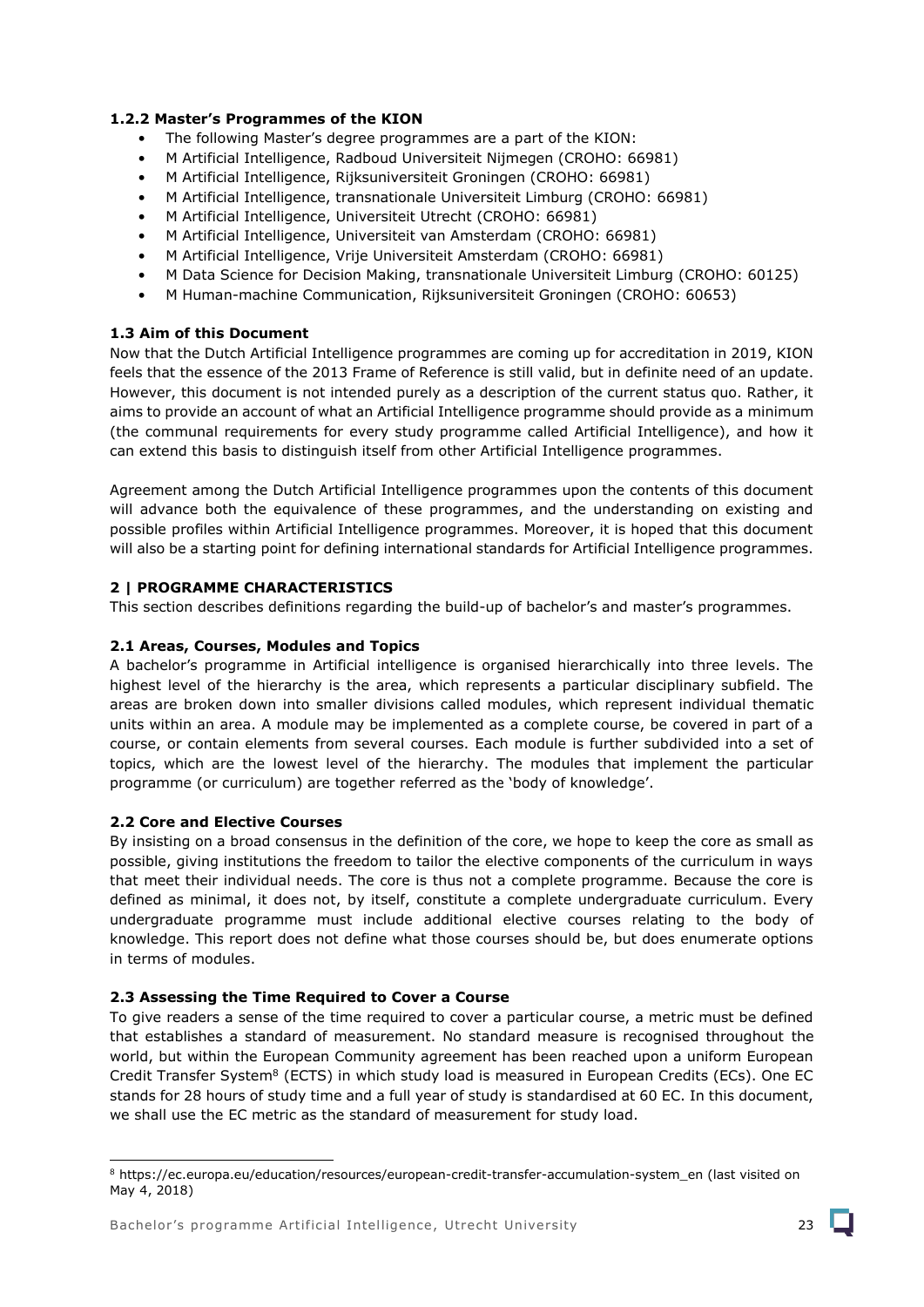### 1.2.2 Master's Programmes of the KION

- The following Master's degree programmes are a part of the KION:
- M Artificial Intelligence, Radboud Universiteit Nijmegen (CROHO: 66981)
- M Artificial Intelligence, Rijksuniversiteit Groningen (CROHO: 66981)
- M Artificial Intelligence, transnationale Universiteit Limburg (CROHO: 66981)
- M Artificial Intelligence, Universiteit Utrecht (CROHO: 66981)
- M Artificial Intelligence, Universiteit van Amsterdam (CROHO: 66981)
- M Artificial Intelligence, Vrije Universiteit Amsterdam (CROHO: 66981)
- M Data Science for Decision Making, transnationale Universiteit Limburg (CROHO: 60125)
- M Human-machine Communication, Rijksuniversiteit Groningen (CROHO: 60653)

### 1.3 Aim of this Document

Now that the Dutch Artificial Intelligence programmes are coming up for accreditation in 2019, KION feels that the essence of the 2013 Frame of Reference is still valid, but in definite need of an update. However, this document is not intended purely as a description of the current status quo. Rather, it aims to provide an account of what an Artificial Intelligence programme should provide as a minimum (the communal requirements for every study programme called Artificial Intelligence), and how it can extend this basis to distinguish itself from other Artificial Intelligence programmes.

Agreement among the Dutch Artificial Intelligence programmes upon the contents of this document will advance both the equivalence of these programmes, and the understanding on existing and possible profiles within Artificial Intelligence programmes. Moreover, it is hoped that this document will also be a starting point for defining international standards for Artificial Intelligence programmes.

## 2 | PROGRAMME CHARACTERISTICS

This section describes definitions regarding the build-up of bachelor's and master's programmes.

### 2.1 Areas, Courses, Modules and Topics

A bachelor's programme in Artificial intelligence is organised hierarchically into three levels. The highest level of the hierarchy is the area, which represents a particular disciplinary subfield. The areas are broken down into smaller divisions called modules, which represent individual thematic units within an area. A module may be implemented as a complete course, be covered in part of a course, or contain elements from several courses. Each module is further subdivided into a set of topics, which are the lowest level of the hierarchy. The modules that implement the particular programme (or curriculum) are together referred as the 'body of knowledge'.

### 2.2 Core and Elective Courses

By insisting on a broad consensus in the definition of the core, we hope to keep the core as small as possible, giving institutions the freedom to tailor the elective components of the curriculum in ways that meet their individual needs. The core is thus not a complete programme. Because the core is defined as minimal, it does not, by itself, constitute a complete undergraduate curriculum. Every undergraduate programme must include additional elective courses relating to the body of knowledge. This report does not define what those courses should be, but does enumerate options in terms of modules.

### 2.3 Assessing the Time Required to Cover a Course

To give readers a sense of the time required to cover a particular course, a metric must be defined that establishes a standard of measurement. No standard measure is recognised throughout the world, but within the European Community agreement has been reached upon a uniform European Credit Transfer System[8] (ECTS) in which study load is measured in European Credits (ECs). One EC stands for 28 hours of study time and a full year of study is standardised at 60 EC. In this document, we shall use the EC metric as the standard of measurement for study load.

---

[8] https://ec.europa.eu/education/resources/european-credit-transfer-accumulation-system_en (last visited on May 4, 2018)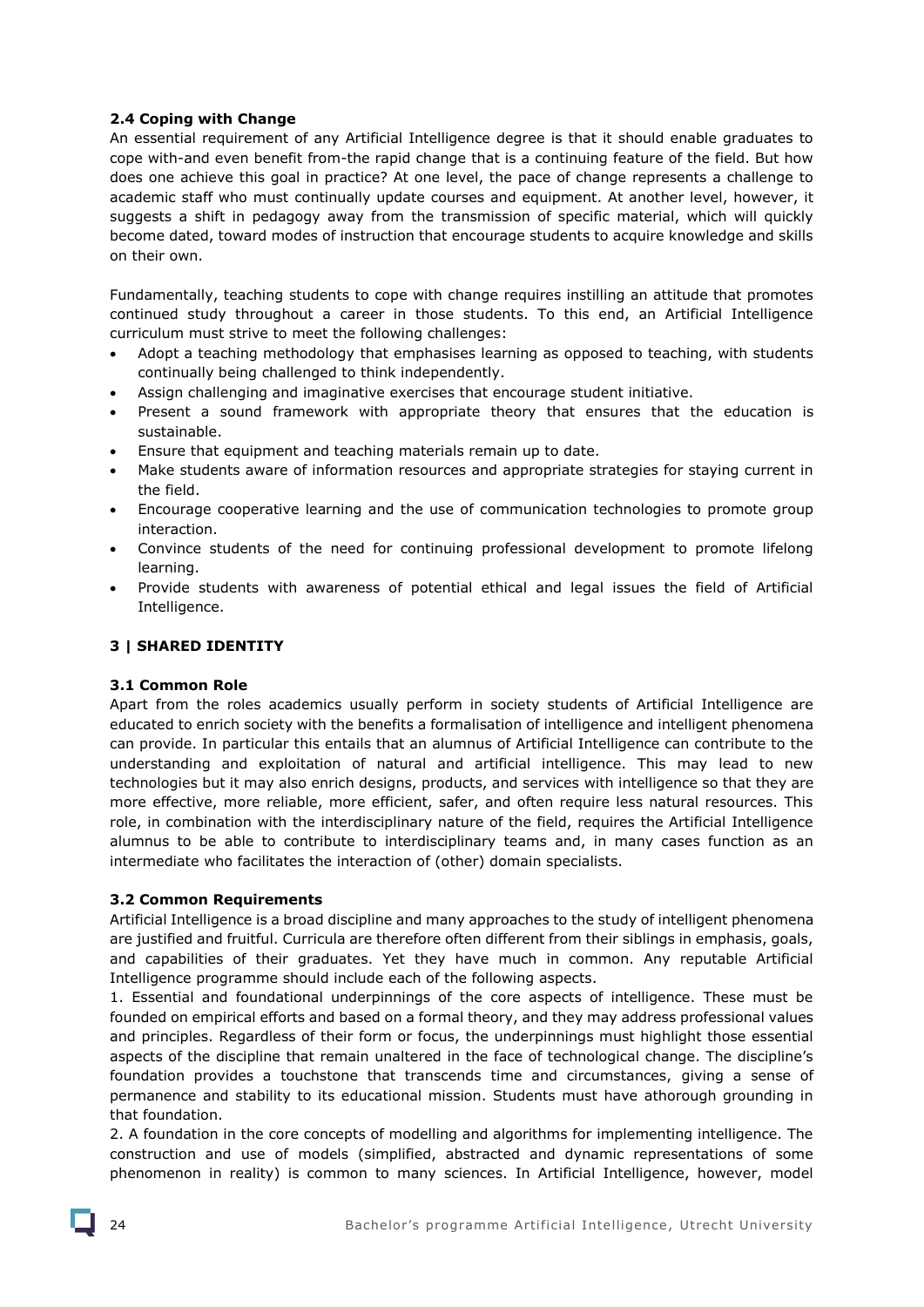### 2.4 Coping with Change

An essential requirement of any Artificial Intelligence degree is that it should enable graduates to cope with-and even benefit from-the rapid change that is a continuing feature of the field. But how does one achieve this goal in practice? At one level, the pace of change represents a challenge to academic staff who must continually update courses and equipment. At another level, however, it suggests a shift in pedagogy away from the transmission of specific material, which will quickly become dated, toward modes of instruction that encourage students to acquire knowledge and skills on their own.

Fundamentally, teaching students to cope with change requires instilling an attitude that promotes continued study throughout a career in those students. To this end, an Artificial Intelligence curriculum must strive to meet the following challenges:

- Adopt a teaching methodology that emphasises learning as opposed to teaching, with students continually being challenged to think independently.
- Assign challenging and imaginative exercises that encourage student initiative.
- Present a sound framework with appropriate theory that ensures that the education is sustainable.
- Ensure that equipment and teaching materials remain up to date.
- Make students aware of information resources and appropriate strategies for staying current in the field.
- Encourage cooperative learning and the use of communication technologies to promote group interaction.
- Convince students of the need for continuing professional development to promote lifelong learning.
- Provide students with awareness of potential ethical and legal issues the field of Artificial Intelligence.

## 3 | SHARED IDENTITY

### 3.1 Common Role

Apart from the roles academics usually perform in society students of Artificial Intelligence are educated to enrich society with the benefits a formalisation of intelligence and intelligent phenomena can provide. In particular this entails that an alumnus of Artificial Intelligence can contribute to the understanding and exploitation of natural and artificial intelligence. This may lead to new technologies but it may also enrich designs, products, and services with intelligence so that they are more effective, more reliable, more efficient, safer, and often require less natural resources. This role, in combination with the interdisciplinary nature of the field, requires the Artificial Intelligence alumnus to be able to contribute to interdisciplinary teams and, in many cases function as an intermediate who facilitates the interaction of (other) domain specialists.

### 3.2 Common Requirements

Artificial Intelligence is a broad discipline and many approaches to the study of intelligent phenomena are justified and fruitful. Curricula are therefore often different from their siblings in emphasis, goals, and capabilities of their graduates. Yet they have much in common. Any reputable Artificial Intelligence programme should include each of the following aspects.

1. Essential and foundational underpinnings of the core aspects of intelligence. These must be founded on empirical efforts and based on a formal theory, and they may address professional values and principles. Regardless of their form or focus, the underpinnings must highlight those essential aspects of the discipline that remain unaltered in the face of technological change. The discipline's foundation provides a touchstone that transcends time and circumstances, giving a sense of permanence and stability to its educational mission. Students must have athorough grounding in that foundation.

2. A foundation in the core concepts of modelling and algorithms for implementing intelligence. The construction and use of models (simplified, abstracted and dynamic representations of some phenomenon in reality) is common to many sciences. In Artificial Intelligence, however, model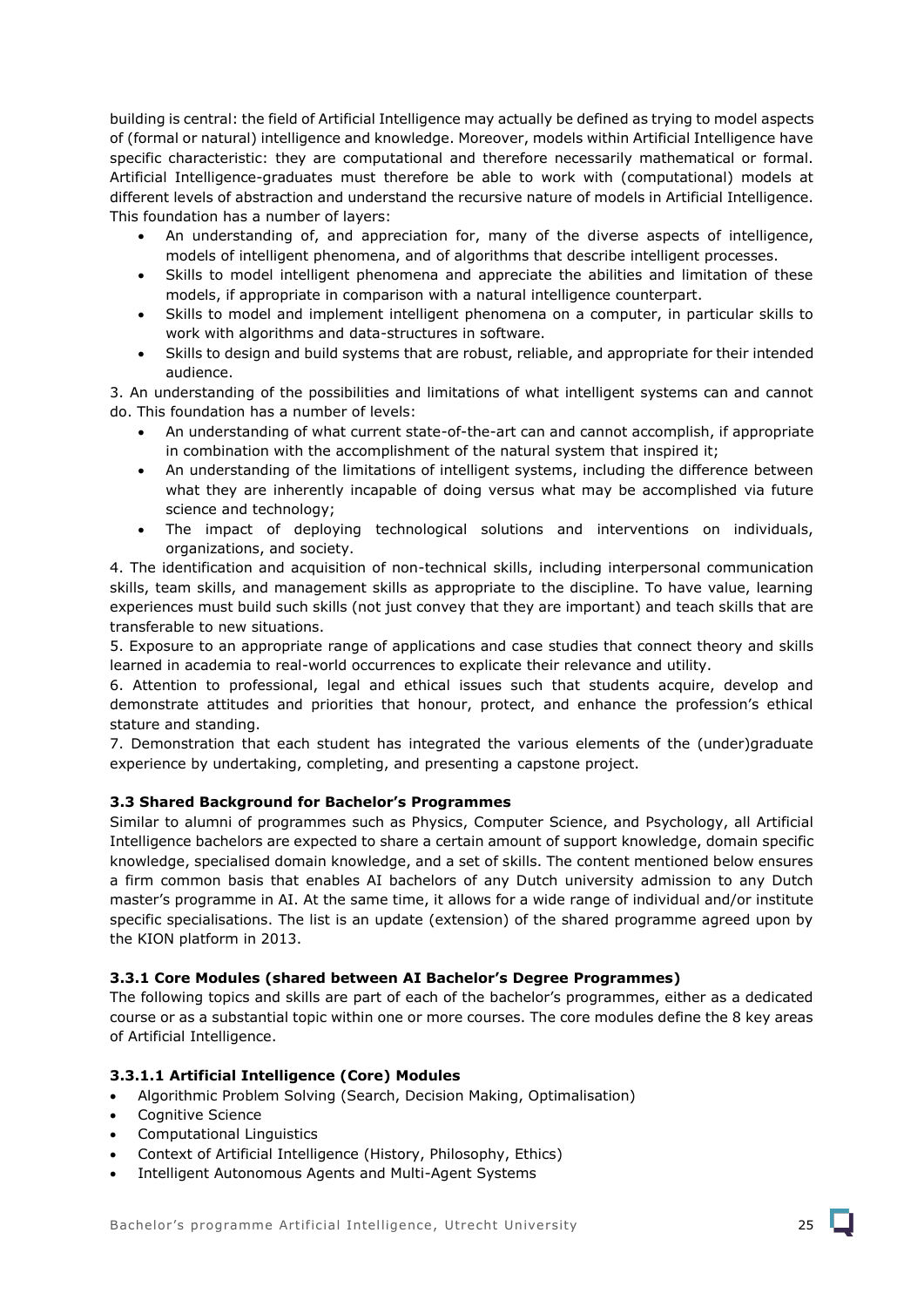building is central: the field of Artificial Intelligence may actually be defined as trying to model aspects of (formal or natural) intelligence and knowledge. Moreover, models within Artificial Intelligence have specific characteristic: they are computational and therefore necessarily mathematical or formal. Artificial Intelligence-graduates must therefore be able to work with (computational) models at different levels of abstraction and understand the recursive nature of models in Artificial Intelligence. This foundation has a number of layers:

- An understanding of, and appreciation for, many of the diverse aspects of intelligence, models of intelligent phenomena, and of algorithms that describe intelligent processes.
- Skills to model intelligent phenomena and appreciate the abilities and limitation of these models, if appropriate in comparison with a natural intelligence counterpart.
- Skills to model and implement intelligent phenomena on a computer, in particular skills to work with algorithms and data-structures in software.
- Skills to design and build systems that are robust, reliable, and appropriate for their intended audience.

3. An understanding of the possibilities and limitations of what intelligent systems can and cannot do. This foundation has a number of levels:

- An understanding of what current state-of-the-art can and cannot accomplish, if appropriate in combination with the accomplishment of the natural system that inspired it;
- An understanding of the limitations of intelligent systems, including the difference between what they are inherently incapable of doing versus what may be accomplished via future science and technology;
- The impact of deploying technological solutions and interventions on individuals, organizations, and society.

4. The identification and acquisition of non-technical skills, including interpersonal communication skills, team skills, and management skills as appropriate to the discipline. To have value, learning experiences must build such skills (not just convey that they are important) and teach skills that are transferable to new situations.

5. Exposure to an appropriate range of applications and case studies that connect theory and skills learned in academia to real-world occurrences to explicate their relevance and utility.

6. Attention to professional, legal and ethical issues such that students acquire, develop and demonstrate attitudes and priorities that honour, protect, and enhance the profession's ethical stature and standing.

7. Demonstration that each student has integrated the various elements of the (under)graduate experience by undertaking, completing, and presenting a capstone project.

### 3.3 Shared Background for Bachelor's Programmes

Similar to alumni of programmes such as Physics, Computer Science, and Psychology, all Artificial Intelligence bachelors are expected to share a certain amount of support knowledge, domain specific knowledge, specialised domain knowledge, and a set of skills. The content mentioned below ensures a firm common basis that enables AI bachelors of any Dutch university admission to any Dutch master's programme in AI. At the same time, it allows for a wide range of individual and/or institute specific specialisations. The list is an update (extension) of the shared programme agreed upon by the KION platform in 2013.

#### 3.3.1 Core Modules (shared between AI Bachelor's Degree Programmes)

The following topics and skills are part of each of the bachelor's programmes, either as a dedicated course or as a substantial topic within one or more courses. The core modules define the 8 key areas of Artificial Intelligence.

##### 3.3.1.1 Artificial Intelligence (Core) Modules

- Algorithmic Problem Solving (Search, Decision Making, Optimalisation)
- Cognitive Science
- Computational Linguistics
- Context of Artificial Intelligence (History, Philosophy, Ethics)
- Intelligent Autonomous Agents and Multi-Agent Systems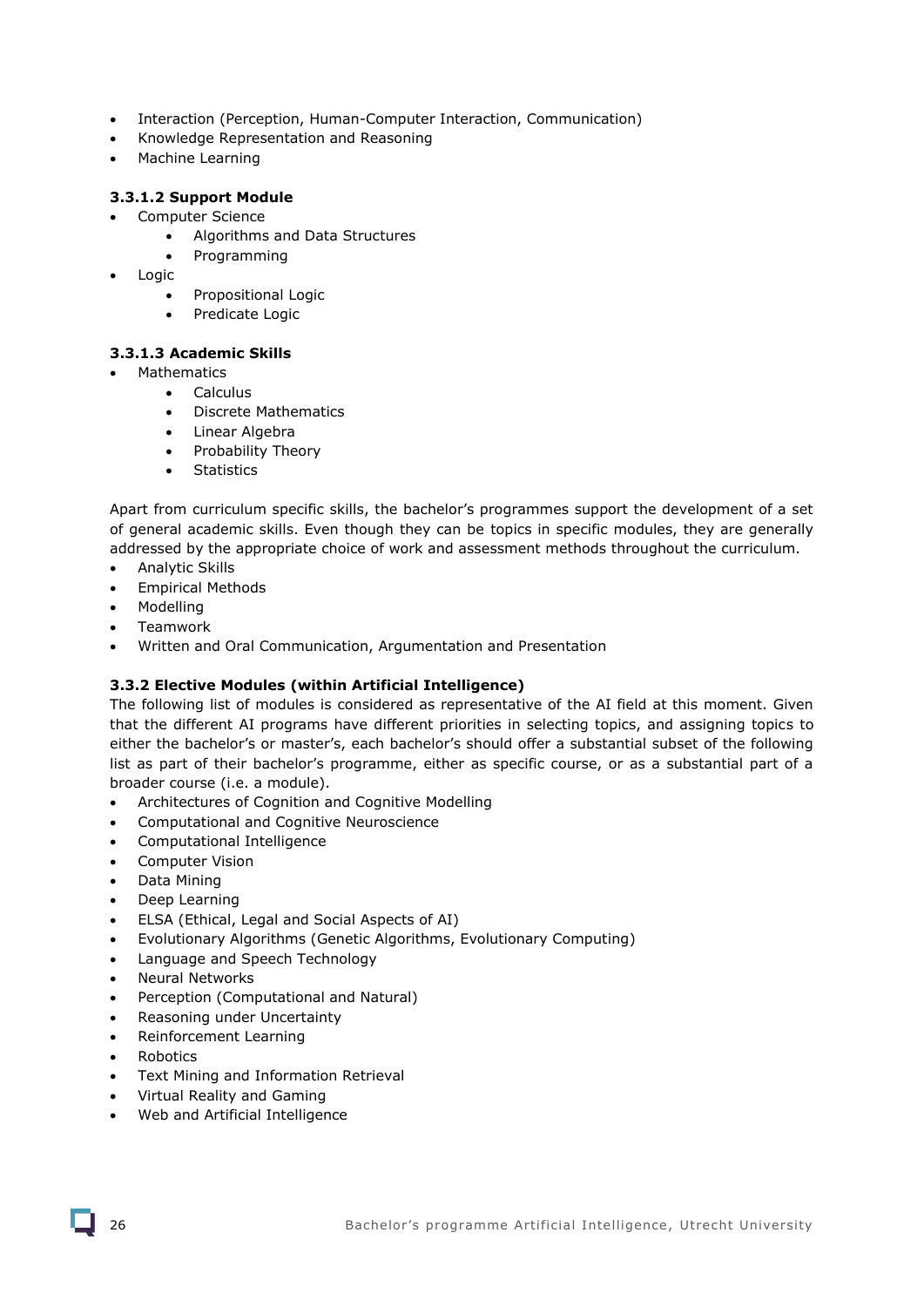- Interaction (Perception, Human-Computer Interaction, Communication)
- Knowledge Representation and Reasoning
- Machine Learning

#### 3.3.1.2 Support Module

- Computer Science
    - Algorithms and Data Structures
    - Programming
- Logic
    - Propositional Logic
    - Predicate Logic

#### 3.3.1.3 Academic Skills

- Mathematics
    - Calculus
    - Discrete Mathematics
    - Linear Algebra
    - Probability Theory
    - Statistics

Apart from curriculum specific skills, the bachelor's programmes support the development of a set of general academic skills. Even though they can be topics in specific modules, they are generally addressed by the appropriate choice of work and assessment methods throughout the curriculum.

- Analytic Skills
- Empirical Methods
- Modelling
- Teamwork
- Written and Oral Communication, Argumentation and Presentation

### 3.3.2 Elective Modules (within Artificial Intelligence)

The following list of modules is considered as representative of the AI field at this moment. Given that the different AI programs have different priorities in selecting topics, and assigning topics to either the bachelor's or master's, each bachelor's should offer a substantial subset of the following list as part of their bachelor's programme, either as specific course, or as a substantial part of a broader course (i.e. a module).

- Architectures of Cognition and Cognitive Modelling
- Computational and Cognitive Neuroscience
- Computational Intelligence
- Computer Vision
- Data Mining
- Deep Learning
- ELSA (Ethical, Legal and Social Aspects of AI)
- Evolutionary Algorithms (Genetic Algorithms, Evolutionary Computing)
- Language and Speech Technology
- Neural Networks
- Perception (Computational and Natural)
- Reasoning under Uncertainty
- Reinforcement Learning
- Robotics
- Text Mining and Information Retrieval
- Virtual Reality and Gaming
- Web and Artificial Intelligence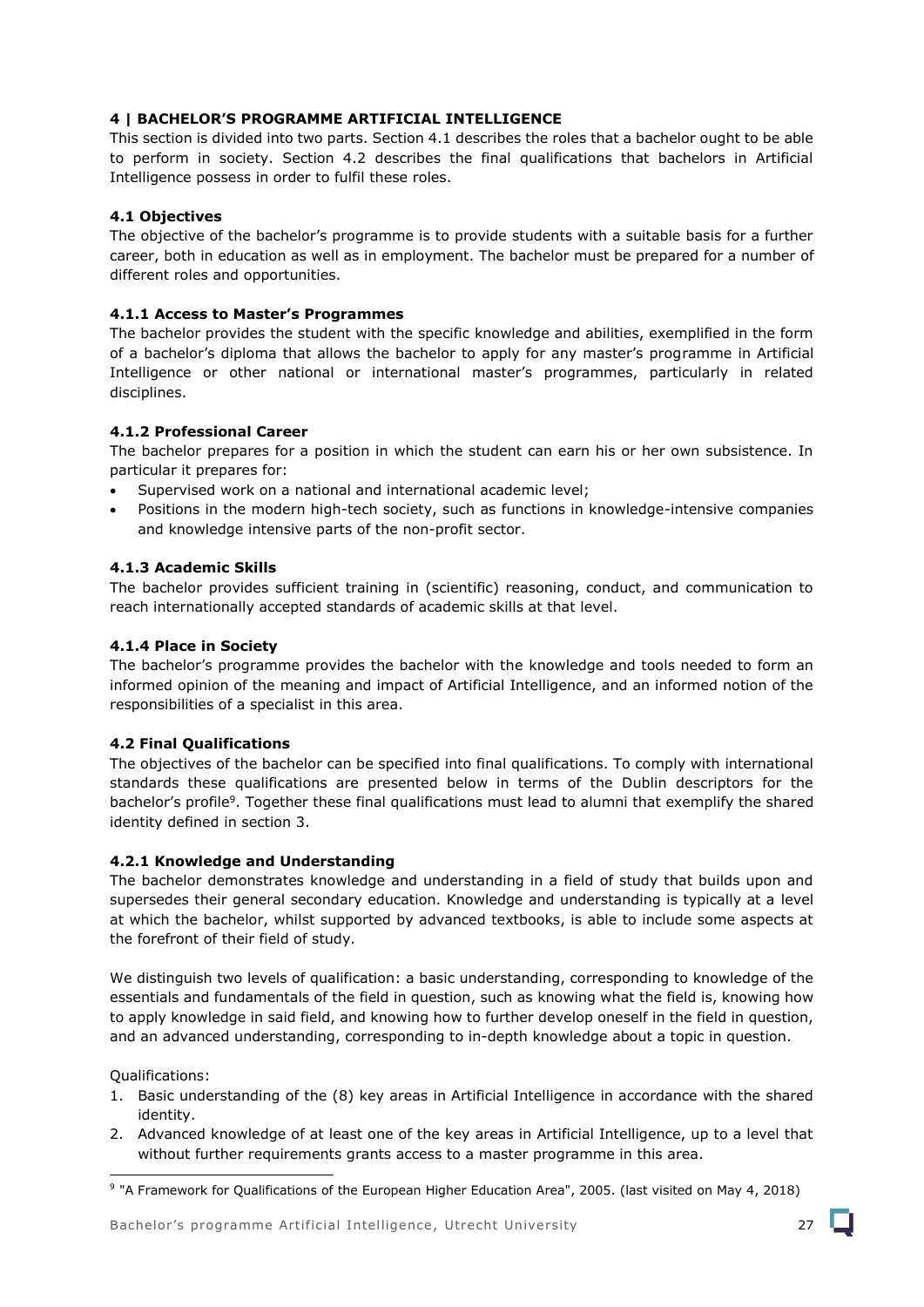# 4 | BACHELOR'S PROGRAMME ARTIFICIAL INTELLIGENCE

This section is divided into two parts. Section 4.1 describes the roles that a bachelor ought to be able to perform in society. Section 4.2 describes the final qualifications that bachelors in Artificial Intelligence possess in order to fulfil these roles.

## 4.1 Objectives

The objective of the bachelor's programme is to provide students with a suitable basis for a further career, both in education as well as in employment. The bachelor must be prepared for a number of different roles and opportunities.

### 4.1.1 Access to Master's Programmes

The bachelor provides the student with the specific knowledge and abilities, exemplified in the form of a bachelor's diploma that allows the bachelor to apply for any master's programme in Artificial Intelligence or other national or international master's programmes, particularly in related disciplines.

### 4.1.2 Professional Career

The bachelor prepares for a position in which the student can earn his or her own subsistence. In particular it prepares for:

- Supervised work on a national and international academic level;
- Positions in the modern high-tech society, such as functions in knowledge-intensive companies and knowledge intensive parts of the non-profit sector.

### 4.1.3 Academic Skills

The bachelor provides sufficient training in (scientific) reasoning, conduct, and communication to reach internationally accepted standards of academic skills at that level.

### 4.1.4 Place in Society

The bachelor's programme provides the bachelor with the knowledge and tools needed to form an informed opinion of the meaning and impact of Artificial Intelligence, and an informed notion of the responsibilities of a specialist in this area.

## 4.2 Final Qualifications

The objectives of the bachelor can be specified into final qualifications. To comply with international standards these qualifications are presented below in terms of the Dublin descriptors for the bachelor's profile[9]. Together these final qualifications must lead to alumni that exemplify the shared identity defined in section 3.

### 4.2.1 Knowledge and Understanding

The bachelor demonstrates knowledge and understanding in a field of study that builds upon and supersedes their general secondary education. Knowledge and understanding is typically at a level at which the bachelor, whilst supported by advanced textbooks, is able to include some aspects at the forefront of their field of study.

We distinguish two levels of qualification: a basic understanding, corresponding to knowledge of the essentials and fundamentals of the field in question, such as knowing what the field is, knowing how to apply knowledge in said field, and knowing how to further develop oneself in the field in question, and an advanced understanding, corresponding to in-depth knowledge about a topic in question.

Qualifications:

1. Basic understanding of the (8) key areas in Artificial Intelligence in accordance with the shared identity.
2. Advanced knowledge of at least one of the key areas in Artificial Intelligence, up to a level that without further requirements grants access to a master programme in this area.

[9] "A Framework for Qualifications of the European Higher Education Area", 2005. (last visited on May 4, 2018)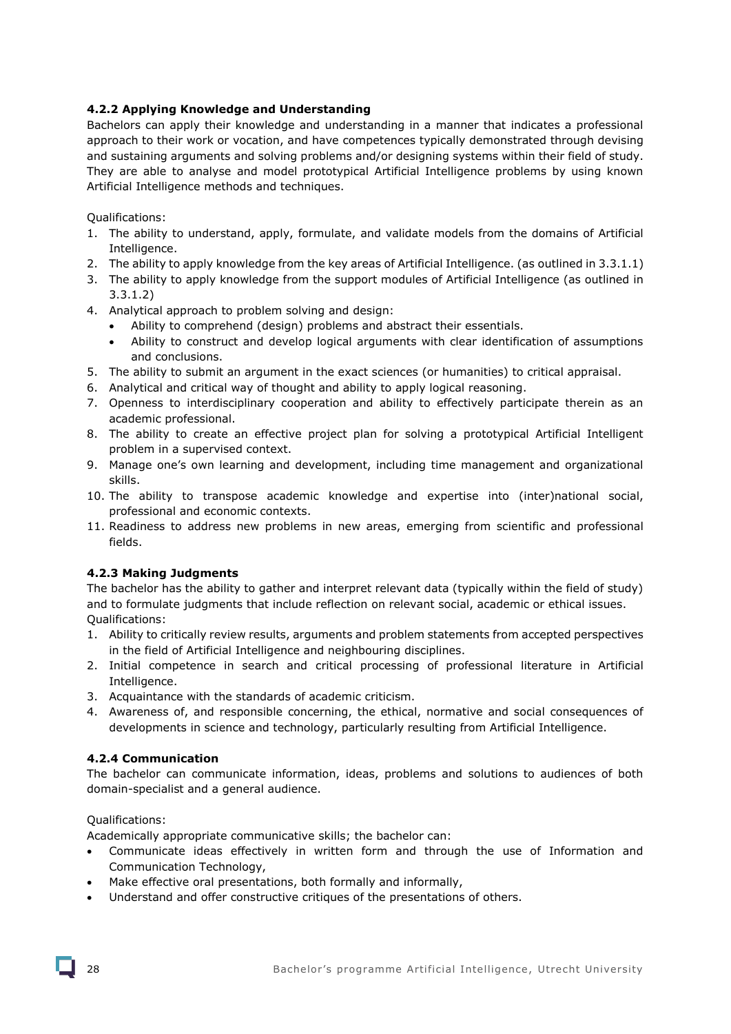### 4.2.2 Applying Knowledge and Understanding

Bachelors can apply their knowledge and understanding in a manner that indicates a professional approach to their work or vocation, and have competences typically demonstrated through devising and sustaining arguments and solving problems and/or designing systems within their field of study. They are able to analyse and model prototypical Artificial Intelligence problems by using known Artificial Intelligence methods and techniques.

Qualifications:

1. The ability to understand, apply, formulate, and validate models from the domains of Artificial Intelligence.
2. The ability to apply knowledge from the key areas of Artificial Intelligence. (as outlined in 3.3.1.1)
3. The ability to apply knowledge from the support modules of Artificial Intelligence (as outlined in 3.3.1.2)
4. Analytical approach to problem solving and design:
   - Ability to comprehend (design) problems and abstract their essentials.
   - Ability to construct and develop logical arguments with clear identification of assumptions and conclusions.
5. The ability to submit an argument in the exact sciences (or humanities) to critical appraisal.
6. Analytical and critical way of thought and ability to apply logical reasoning.
7. Openness to interdisciplinary cooperation and ability to effectively participate therein as an academic professional.
8. The ability to create an effective project plan for solving a prototypical Artificial Intelligent problem in a supervised context.
9. Manage one's own learning and development, including time management and organizational skills.
10. The ability to transpose academic knowledge and expertise into (inter)national social, professional and economic contexts.
11. Readiness to address new problems in new areas, emerging from scientific and professional fields.

### 4.2.3 Making Judgments

The bachelor has the ability to gather and interpret relevant data (typically within the field of study) and to formulate judgments that include reflection on relevant social, academic or ethical issues.
Qualifications:

1. Ability to critically review results, arguments and problem statements from accepted perspectives in the field of Artificial Intelligence and neighbouring disciplines.
2. Initial competence in search and critical processing of professional literature in Artificial Intelligence.
3. Acquaintance with the standards of academic criticism.
4. Awareness of, and responsible concerning, the ethical, normative and social consequences of developments in science and technology, particularly resulting from Artificial Intelligence.

### 4.2.4 Communication

The bachelor can communicate information, ideas, problems and solutions to audiences of both domain-specialist and a general audience.

Qualifications:

Academically appropriate communicative skills; the bachelor can:

- Communicate ideas effectively in written form and through the use of Information and Communication Technology,
- Make effective oral presentations, both formally and informally,
- Understand and offer constructive critiques of the presentations of others.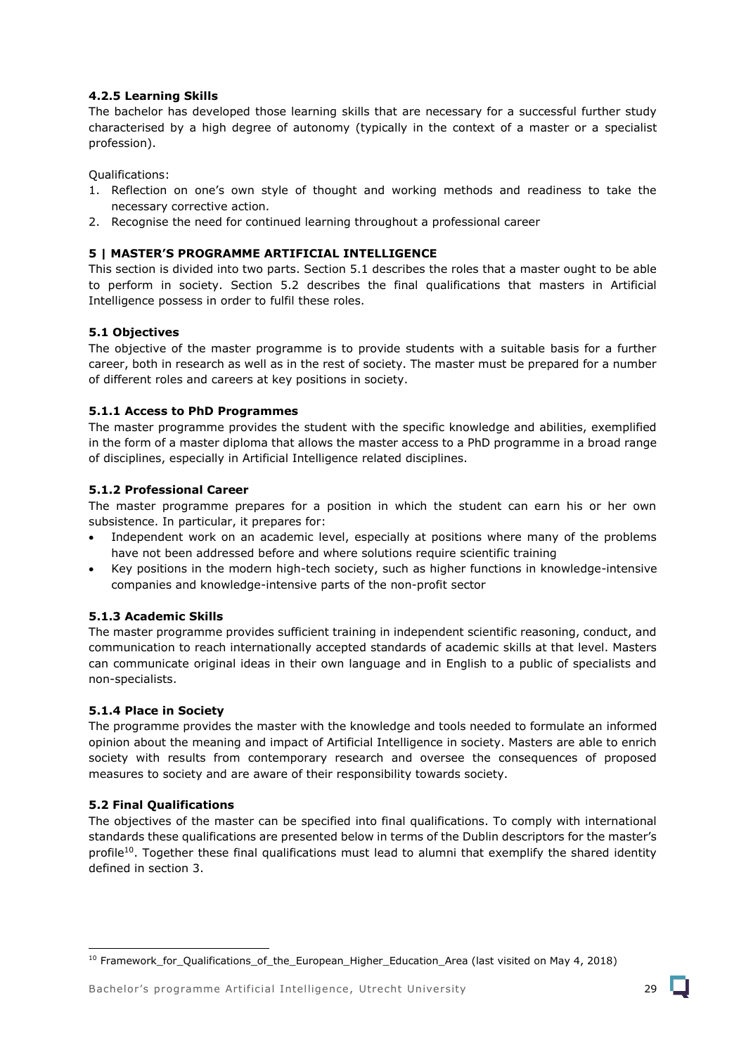#### 4.2.5 Learning Skills

The bachelor has developed those learning skills that are necessary for a successful further study characterised by a high degree of autonomy (typically in the context of a master or a specialist profession).

Qualifications:

1. Reflection on one's own style of thought and working methods and readiness to take the necessary corrective action.
2. Recognise the need for continued learning throughout a professional career

## 5 | MASTER'S PROGRAMME ARTIFICIAL INTELLIGENCE

This section is divided into two parts. Section 5.1 describes the roles that a master ought to be able to perform in society. Section 5.2 describes the final qualifications that masters in Artificial Intelligence possess in order to fulfil these roles.

### 5.1 Objectives

The objective of the master programme is to provide students with a suitable basis for a further career, both in research as well as in the rest of society. The master must be prepared for a number of different roles and careers at key positions in society.

#### 5.1.1 Access to PhD Programmes

The master programme provides the student with the specific knowledge and abilities, exemplified in the form of a master diploma that allows the master access to a PhD programme in a broad range of disciplines, especially in Artificial Intelligence related disciplines.

#### 5.1.2 Professional Career

The master programme prepares for a position in which the student can earn his or her own subsistence. In particular, it prepares for:

- Independent work on an academic level, especially at positions where many of the problems have not been addressed before and where solutions require scientific training
- Key positions in the modern high-tech society, such as higher functions in knowledge-intensive companies and knowledge-intensive parts of the non-profit sector

#### 5.1.3 Academic Skills

The master programme provides sufficient training in independent scientific reasoning, conduct, and communication to reach internationally accepted standards of academic skills at that level. Masters can communicate original ideas in their own language and in English to a public of specialists and non-specialists.

#### 5.1.4 Place in Society

The programme provides the master with the knowledge and tools needed to formulate an informed opinion about the meaning and impact of Artificial Intelligence in society. Masters are able to enrich society with results from contemporary research and oversee the consequences of proposed measures to society and are aware of their responsibility towards society.

### 5.2 Final Qualifications

The objectives of the master can be specified into final qualifications. To comply with international standards these qualifications are presented below in terms of the Dublin descriptors for the master's profile[10]. Together these final qualifications must lead to alumni that exemplify the shared identity defined in section 3.

[10] Framework_for_Qualifications_of_the_European_Higher_Education_Area (last visited on May 4, 2018)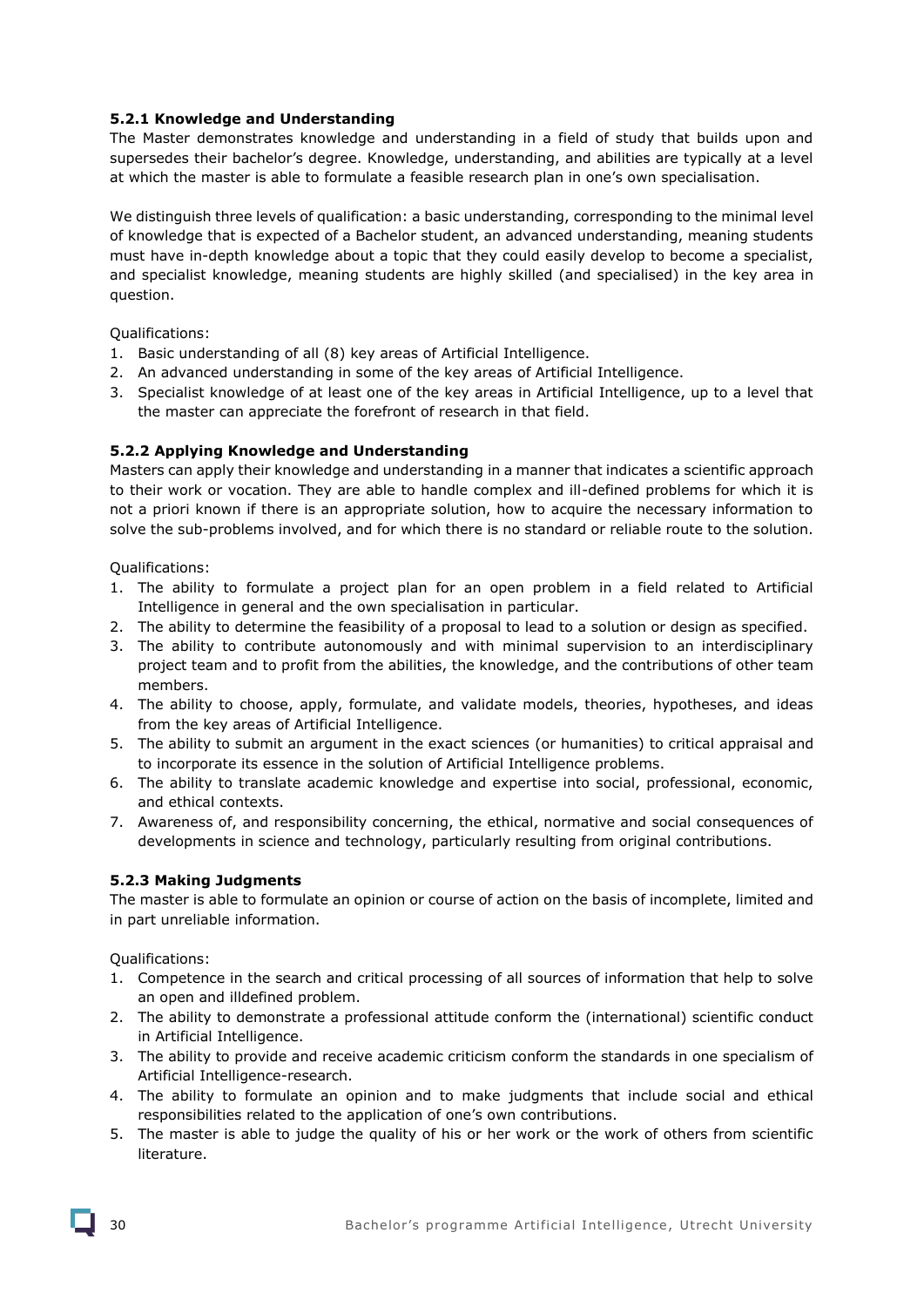#### 5.2.1 Knowledge and Understanding

The Master demonstrates knowledge and understanding in a field of study that builds upon and supersedes their bachelor's degree. Knowledge, understanding, and abilities are typically at a level at which the master is able to formulate a feasible research plan in one's own specialisation.

We distinguish three levels of qualification: a basic understanding, corresponding to the minimal level of knowledge that is expected of a Bachelor student, an advanced understanding, meaning students must have in-depth knowledge about a topic that they could easily develop to become a specialist, and specialist knowledge, meaning students are highly skilled (and specialised) in the key area in question.

Qualifications:

1. Basic understanding of all (8) key areas of Artificial Intelligence.
2. An advanced understanding in some of the key areas of Artificial Intelligence.
3. Specialist knowledge of at least one of the key areas in Artificial Intelligence, up to a level that the master can appreciate the forefront of research in that field.

#### 5.2.2 Applying Knowledge and Understanding

Masters can apply their knowledge and understanding in a manner that indicates a scientific approach to their work or vocation. They are able to handle complex and ill-defined problems for which it is not a priori known if there is an appropriate solution, how to acquire the necessary information to solve the sub-problems involved, and for which there is no standard or reliable route to the solution.

Qualifications:

1. The ability to formulate a project plan for an open problem in a field related to Artificial Intelligence in general and the own specialisation in particular.
2. The ability to determine the feasibility of a proposal to lead to a solution or design as specified.
3. The ability to contribute autonomously and with minimal supervision to an interdisciplinary project team and to profit from the abilities, the knowledge, and the contributions of other team members.
4. The ability to choose, apply, formulate, and validate models, theories, hypotheses, and ideas from the key areas of Artificial Intelligence.
5. The ability to submit an argument in the exact sciences (or humanities) to critical appraisal and to incorporate its essence in the solution of Artificial Intelligence problems.
6. The ability to translate academic knowledge and expertise into social, professional, economic, and ethical contexts.
7. Awareness of, and responsibility concerning, the ethical, normative and social consequences of developments in science and technology, particularly resulting from original contributions.

#### 5.2.3 Making Judgments

The master is able to formulate an opinion or course of action on the basis of incomplete, limited and in part unreliable information.

Qualifications:

1. Competence in the search and critical processing of all sources of information that help to solve an open and illdefined problem.
2. The ability to demonstrate a professional attitude conform the (international) scientific conduct in Artificial Intelligence.
3. The ability to provide and receive academic criticism conform the standards in one specialism of Artificial Intelligence-research.
4. The ability to formulate an opinion and to make judgments that include social and ethical responsibilities related to the application of one's own contributions.
5. The master is able to judge the quality of his or her work or the work of others from scientific literature.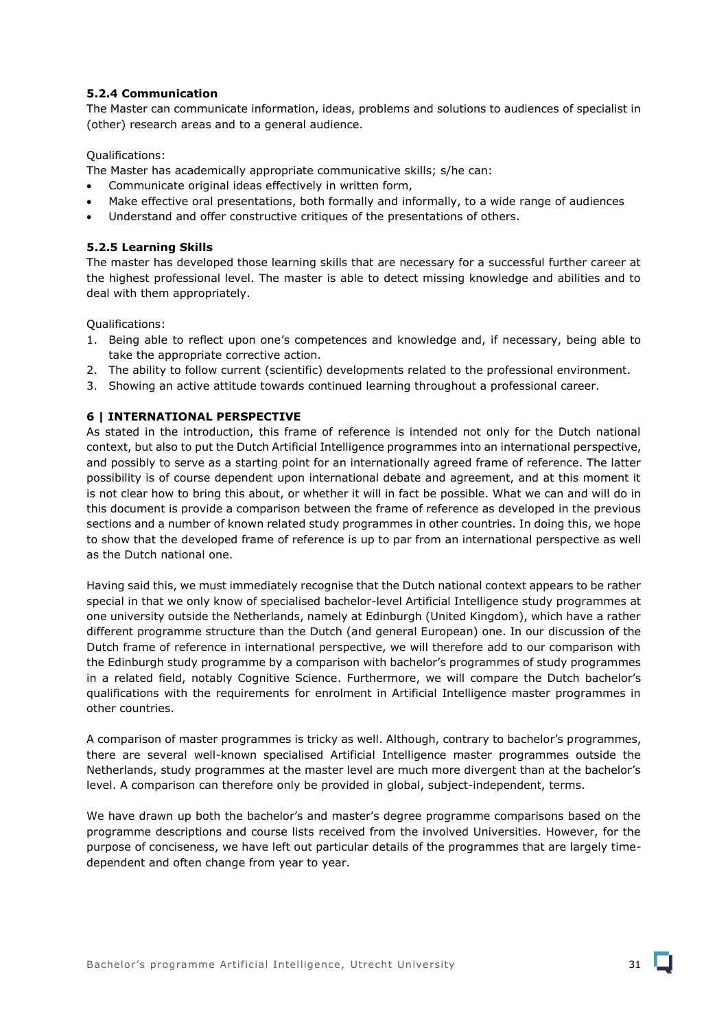### 5.2.4 Communication

The Master can communicate information, ideas, problems and solutions to audiences of specialist in (other) research areas and to a general audience.

Qualifications:

The Master has academically appropriate communicative skills; s/he can:

- Communicate original ideas effectively in written form,
- Make effective oral presentations, both formally and informally, to a wide range of audiences
- Understand and offer constructive critiques of the presentations of others.

### 5.2.5 Learning Skills

The master has developed those learning skills that are necessary for a successful further career at the highest professional level. The master is able to detect missing knowledge and abilities and to deal with them appropriately.

Qualifications:

1. Being able to reflect upon one's competences and knowledge and, if necessary, being able to take the appropriate corrective action.
2. The ability to follow current (scientific) developments related to the professional environment.
3. Showing an active attitude towards continued learning throughout a professional career.

## 6 | INTERNATIONAL PERSPECTIVE

As stated in the introduction, this frame of reference is intended not only for the Dutch national context, but also to put the Dutch Artificial Intelligence programmes into an international perspective, and possibly to serve as a starting point for an internationally agreed frame of reference. The latter possibility is of course dependent upon international debate and agreement, and at this moment it is not clear how to bring this about, or whether it will in fact be possible. What we can and will do in this document is provide a comparison between the frame of reference as developed in the previous sections and a number of known related study programmes in other countries. In doing this, we hope to show that the developed frame of reference is up to par from an international perspective as well as the Dutch national one.

Having said this, we must immediately recognise that the Dutch national context appears to be rather special in that we only know of specialised bachelor-level Artificial Intelligence study programmes at one university outside the Netherlands, namely at Edinburgh (United Kingdom), which have a rather different programme structure than the Dutch (and general European) one. In our discussion of the Dutch frame of reference in international perspective, we will therefore add to our comparison with the Edinburgh study programme by a comparison with bachelor's programmes of study programmes in a related field, notably Cognitive Science. Furthermore, we will compare the Dutch bachelor's qualifications with the requirements for enrolment in Artificial Intelligence master programmes in other countries.

A comparison of master programmes is tricky as well. Although, contrary to bachelor's programmes, there are several well-known specialised Artificial Intelligence master programmes outside the Netherlands, study programmes at the master level are much more divergent than at the bachelor's level. A comparison can therefore only be provided in global, subject-independent, terms.

We have drawn up both the bachelor's and master's degree programme comparisons based on the programme descriptions and course lists received from the involved Universities. However, for the purpose of conciseness, we have left out particular details of the programmes that are largely time-dependent and often change from year to year.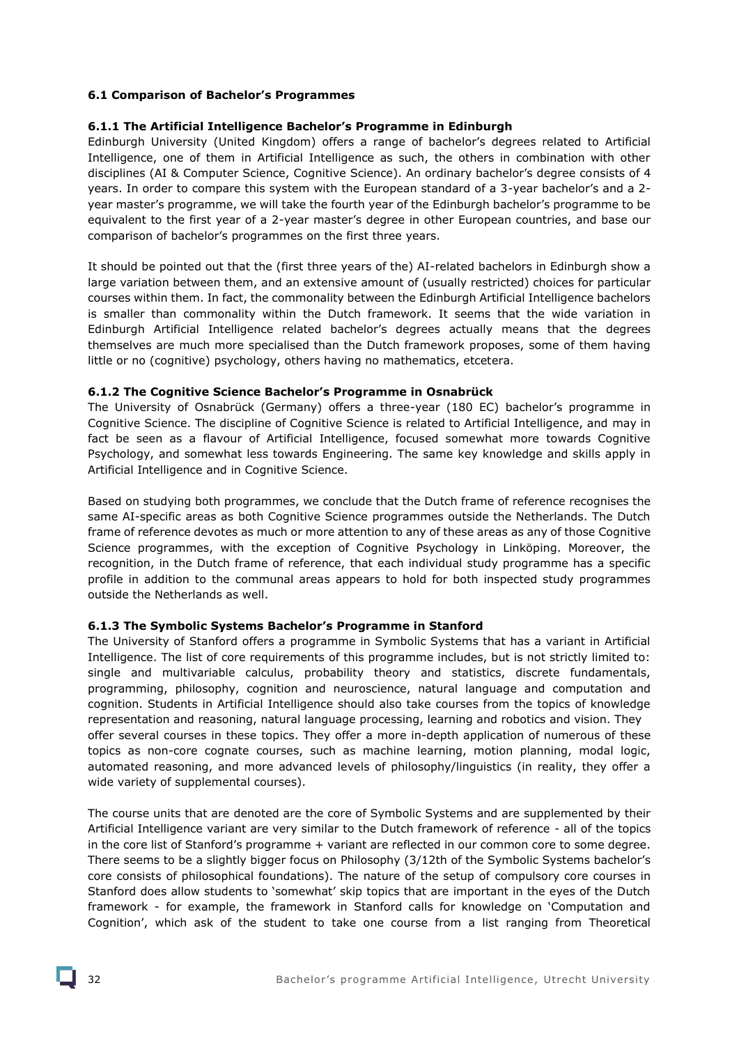### 6.1 Comparison of Bachelor's Programmes

#### 6.1.1 The Artificial Intelligence Bachelor's Programme in Edinburgh

Edinburgh University (United Kingdom) offers a range of bachelor's degrees related to Artificial Intelligence, one of them in Artificial Intelligence as such, the others in combination with other disciplines (AI & Computer Science, Cognitive Science). An ordinary bachelor's degree consists of 4 years. In order to compare this system with the European standard of a 3-year bachelor's and a 2-year master's programme, we will take the fourth year of the Edinburgh bachelor's programme to be equivalent to the first year of a 2-year master's degree in other European countries, and base our comparison of bachelor's programmes on the first three years.

It should be pointed out that the (first three years of the) AI-related bachelors in Edinburgh show a large variation between them, and an extensive amount of (usually restricted) choices for particular courses within them. In fact, the commonality between the Edinburgh Artificial Intelligence bachelors is smaller than commonality within the Dutch framework. It seems that the wide variation in Edinburgh Artificial Intelligence related bachelor's degrees actually means that the degrees themselves are much more specialised than the Dutch framework proposes, some of them having little or no (cognitive) psychology, others having no mathematics, etcetera.

#### 6.1.2 The Cognitive Science Bachelor's Programme in Osnabrück

The University of Osnabrück (Germany) offers a three-year (180 EC) bachelor's programme in Cognitive Science. The discipline of Cognitive Science is related to Artificial Intelligence, and may in fact be seen as a flavour of Artificial Intelligence, focused somewhat more towards Cognitive Psychology, and somewhat less towards Engineering. The same key knowledge and skills apply in Artificial Intelligence and in Cognitive Science.

Based on studying both programmes, we conclude that the Dutch frame of reference recognises the same AI-specific areas as both Cognitive Science programmes outside the Netherlands. The Dutch frame of reference devotes as much or more attention to any of these areas as any of those Cognitive Science programmes, with the exception of Cognitive Psychology in Linköping. Moreover, the recognition, in the Dutch frame of reference, that each individual study programme has a specific profile in addition to the communal areas appears to hold for both inspected study programmes outside the Netherlands as well.

#### 6.1.3 The Symbolic Systems Bachelor's Programme in Stanford

The University of Stanford offers a programme in Symbolic Systems that has a variant in Artificial Intelligence. The list of core requirements of this programme includes, but is not strictly limited to: single and multivariable calculus, probability theory and statistics, discrete fundamentals, programming, philosophy, cognition and neuroscience, natural language and computation and cognition. Students in Artificial Intelligence should also take courses from the topics of knowledge representation and reasoning, natural language processing, learning and robotics and vision. They offer several courses in these topics. They offer a more in-depth application of numerous of these topics as non-core cognate courses, such as machine learning, motion planning, modal logic, automated reasoning, and more advanced levels of philosophy/linguistics (in reality, they offer a wide variety of supplemental courses).

The course units that are denoted are the core of Symbolic Systems and are supplemented by their Artificial Intelligence variant are very similar to the Dutch framework of reference - all of the topics in the core list of Stanford's programme + variant are reflected in our common core to some degree. There seems to be a slightly bigger focus on Philosophy (3/12th of the Symbolic Systems bachelor's core consists of philosophical foundations). The nature of the setup of compulsory core courses in Stanford does allow students to 'somewhat' skip topics that are important in the eyes of the Dutch framework - for example, the framework in Stanford calls for knowledge on 'Computation and Cognition', which ask of the student to take one course from a list ranging from Theoretical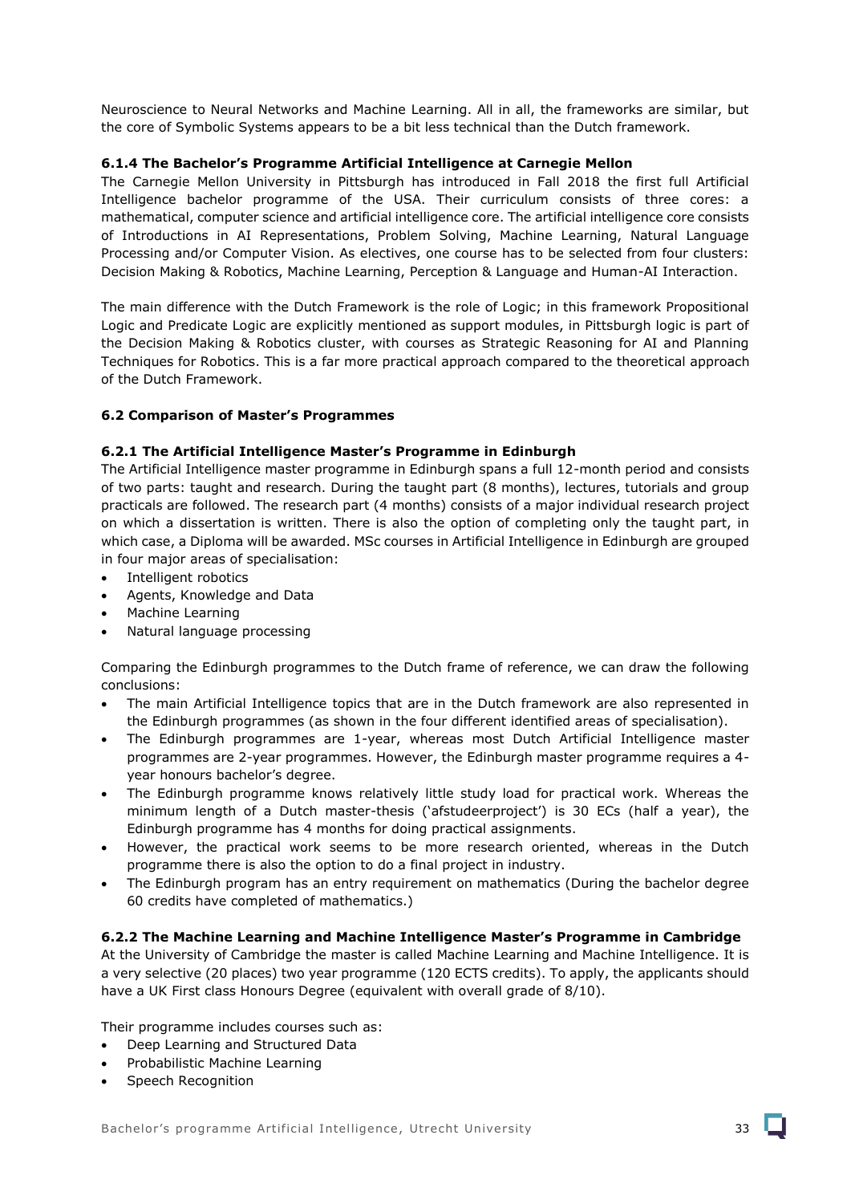Neuroscience to Neural Networks and Machine Learning. All in all, the frameworks are similar, but the core of Symbolic Systems appears to be a bit less technical than the Dutch framework.

#### 6.1.4 The Bachelor's Programme Artificial Intelligence at Carnegie Mellon

The Carnegie Mellon University in Pittsburgh has introduced in Fall 2018 the first full Artificial Intelligence bachelor programme of the USA. Their curriculum consists of three cores: a mathematical, computer science and artificial intelligence core. The artificial intelligence core consists of Introductions in AI Representations, Problem Solving, Machine Learning, Natural Language Processing and/or Computer Vision. As electives, one course has to be selected from four clusters: Decision Making & Robotics, Machine Learning, Perception & Language and Human-AI Interaction.

The main difference with the Dutch Framework is the role of Logic; in this framework Propositional Logic and Predicate Logic are explicitly mentioned as support modules, in Pittsburgh logic is part of the Decision Making & Robotics cluster, with courses as Strategic Reasoning for AI and Planning Techniques for Robotics. This is a far more practical approach compared to the theoretical approach of the Dutch Framework.

### 6.2 Comparison of Master's Programmes

#### 6.2.1 The Artificial Intelligence Master's Programme in Edinburgh

The Artificial Intelligence master programme in Edinburgh spans a full 12-month period and consists of two parts: taught and research. During the taught part (8 months), lectures, tutorials and group practicals are followed. The research part (4 months) consists of a major individual research project on which a dissertation is written. There is also the option of completing only the taught part, in which case, a Diploma will be awarded. MSc courses in Artificial Intelligence in Edinburgh are grouped in four major areas of specialisation:

- Intelligent robotics
- Agents, Knowledge and Data
- Machine Learning
- Natural language processing

Comparing the Edinburgh programmes to the Dutch frame of reference, we can draw the following conclusions:

- The main Artificial Intelligence topics that are in the Dutch framework are also represented in the Edinburgh programmes (as shown in the four different identified areas of specialisation).
- The Edinburgh programmes are 1-year, whereas most Dutch Artificial Intelligence master programmes are 2-year programmes. However, the Edinburgh master programme requires a 4-year honours bachelor's degree.
- The Edinburgh programme knows relatively little study load for practical work. Whereas the minimum length of a Dutch master-thesis ('afstudeerproject') is 30 ECs (half a year), the Edinburgh programme has 4 months for doing practical assignments.
- However, the practical work seems to be more research oriented, whereas in the Dutch programme there is also the option to do a final project in industry.
- The Edinburgh program has an entry requirement on mathematics (During the bachelor degree 60 credits have completed of mathematics.)

#### 6.2.2 The Machine Learning and Machine Intelligence Master's Programme in Cambridge

At the University of Cambridge the master is called Machine Learning and Machine Intelligence. It is a very selective (20 places) two year programme (120 ECTS credits). To apply, the applicants should have a UK First class Honours Degree (equivalent with overall grade of 8/10).

Their programme includes courses such as:

- Deep Learning and Structured Data
- Probabilistic Machine Learning
- Speech Recognition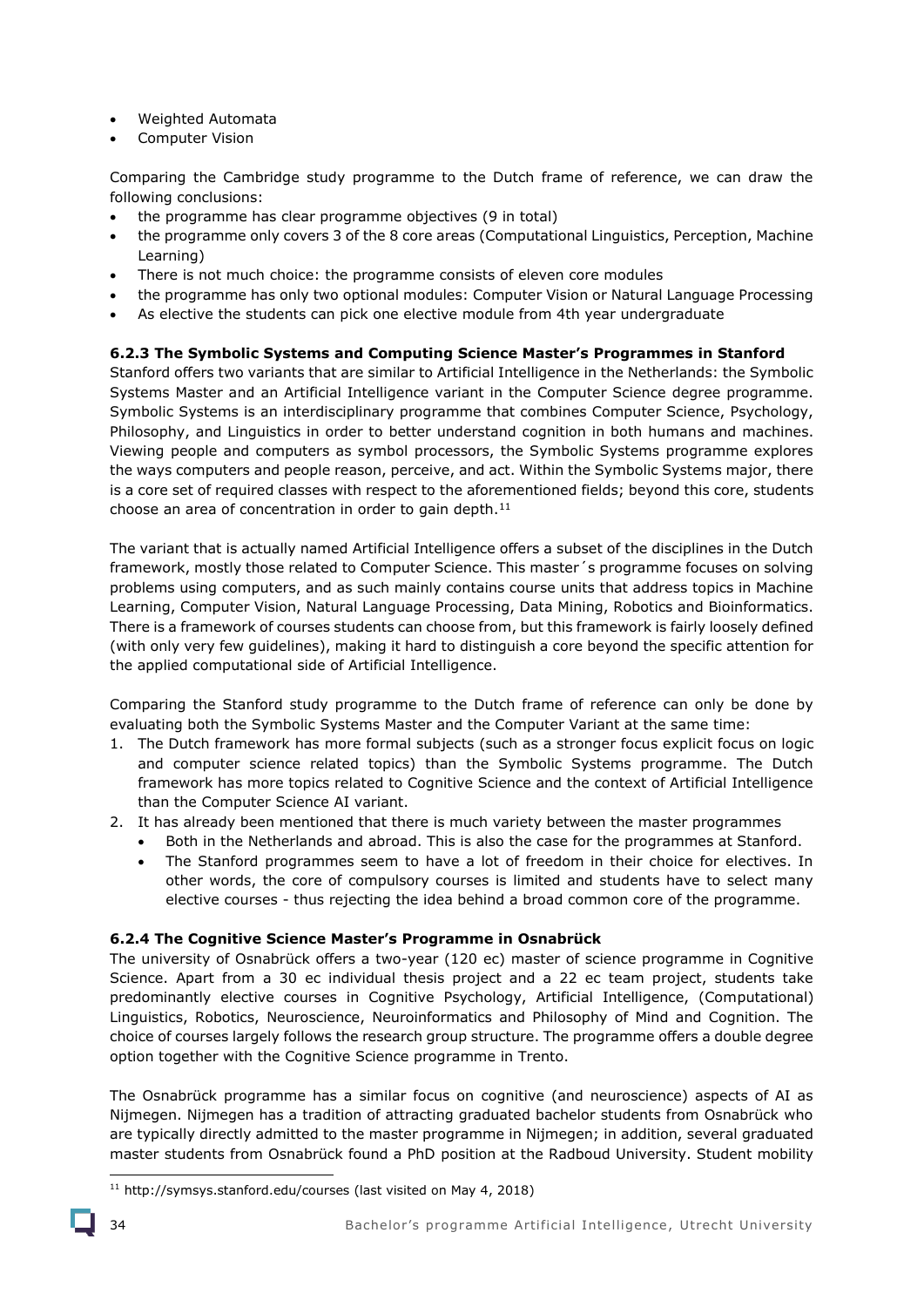- Weighted Automata
- Computer Vision

Comparing the Cambridge study programme to the Dutch frame of reference, we can draw the following conclusions:

- the programme has clear programme objectives (9 in total)
- the programme only covers 3 of the 8 core areas (Computational Linguistics, Perception, Machine Learning)
- There is not much choice: the programme consists of eleven core modules
- the programme has only two optional modules: Computer Vision or Natural Language Processing
- As elective the students can pick one elective module from 4th year undergraduate

### 6.2.3 The Symbolic Systems and Computing Science Master's Programmes in Stanford

Stanford offers two variants that are similar to Artificial Intelligence in the Netherlands: the Symbolic Systems Master and an Artificial Intelligence variant in the Computer Science degree programme. Symbolic Systems is an interdisciplinary programme that combines Computer Science, Psychology, Philosophy, and Linguistics in order to better understand cognition in both humans and machines. Viewing people and computers as symbol processors, the Symbolic Systems programme explores the ways computers and people reason, perceive, and act. Within the Symbolic Systems major, there is a core set of required classes with respect to the aforementioned fields; beyond this core, students choose an area of concentration in order to gain depth.[11]

The variant that is actually named Artificial Intelligence offers a subset of the disciplines in the Dutch framework, mostly those related to Computer Science. This master´s programme focuses on solving problems using computers, and as such mainly contains course units that address topics in Machine Learning, Computer Vision, Natural Language Processing, Data Mining, Robotics and Bioinformatics. There is a framework of courses students can choose from, but this framework is fairly loosely defined (with only very few guidelines), making it hard to distinguish a core beyond the specific attention for the applied computational side of Artificial Intelligence.

Comparing the Stanford study programme to the Dutch frame of reference can only be done by evaluating both the Symbolic Systems Master and the Computer Variant at the same time:

1. The Dutch framework has more formal subjects (such as a stronger focus explicit focus on logic and computer science related topics) than the Symbolic Systems programme. The Dutch framework has more topics related to Cognitive Science and the context of Artificial Intelligence than the Computer Science AI variant.
2. It has already been mentioned that there is much variety between the master programmes
   - Both in the Netherlands and abroad. This is also the case for the programmes at Stanford.
   - The Stanford programmes seem to have a lot of freedom in their choice for electives. In other words, the core of compulsory courses is limited and students have to select many elective courses - thus rejecting the idea behind a broad common core of the programme.

### 6.2.4 The Cognitive Science Master's Programme in Osnabrück

The university of Osnabrück offers a two-year (120 ec) master of science programme in Cognitive Science. Apart from a 30 ec individual thesis project and a 22 ec team project, students take predominantly elective courses in Cognitive Psychology, Artificial Intelligence, (Computational) Linguistics, Robotics, Neuroscience, Neuroinformatics and Philosophy of Mind and Cognition. The choice of courses largely follows the research group structure. The programme offers a double degree option together with the Cognitive Science programme in Trento.

The Osnabrück programme has a similar focus on cognitive (and neuroscience) aspects of AI as Nijmegen. Nijmegen has a tradition of attracting graduated bachelor students from Osnabrück who are typically directly admitted to the master programme in Nijmegen; in addition, several graduated master students from Osnabrück found a PhD position at the Radboud University. Student mobility

---

[11] http://symsys.stanford.edu/courses (last visited on May 4, 2018)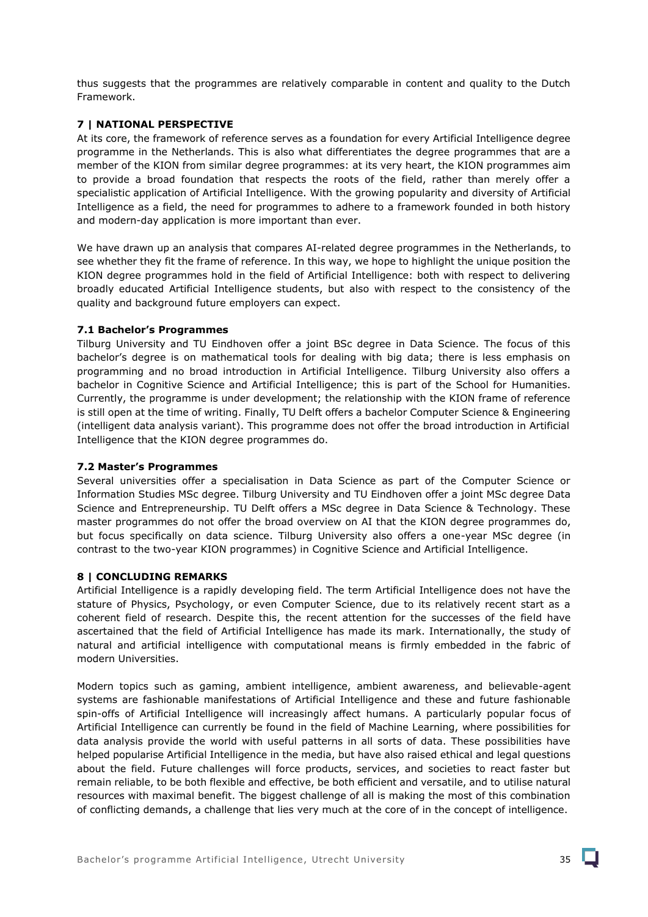thus suggests that the programmes are relatively comparable in content and quality to the Dutch Framework.

## 7 | NATIONAL PERSPECTIVE

At its core, the framework of reference serves as a foundation for every Artificial Intelligence degree programme in the Netherlands. This is also what differentiates the degree programmes that are a member of the KION from similar degree programmes: at its very heart, the KION programmes aim to provide a broad foundation that respects the roots of the field, rather than merely offer a specialistic application of Artificial Intelligence. With the growing popularity and diversity of Artificial Intelligence as a field, the need for programmes to adhere to a framework founded in both history and modern-day application is more important than ever.

We have drawn up an analysis that compares AI-related degree programmes in the Netherlands, to see whether they fit the frame of reference. In this way, we hope to highlight the unique position the KION degree programmes hold in the field of Artificial Intelligence: both with respect to delivering broadly educated Artificial Intelligence students, but also with respect to the consistency of the quality and background future employers can expect.

### 7.1 Bachelor's Programmes

Tilburg University and TU Eindhoven offer a joint BSc degree in Data Science. The focus of this bachelor's degree is on mathematical tools for dealing with big data; there is less emphasis on programming and no broad introduction in Artificial Intelligence. Tilburg University also offers a bachelor in Cognitive Science and Artificial Intelligence; this is part of the School for Humanities. Currently, the programme is under development; the relationship with the KION frame of reference is still open at the time of writing. Finally, TU Delft offers a bachelor Computer Science & Engineering (intelligent data analysis variant). This programme does not offer the broad introduction in Artificial Intelligence that the KION degree programmes do.

### 7.2 Master's Programmes

Several universities offer a specialisation in Data Science as part of the Computer Science or Information Studies MSc degree. Tilburg University and TU Eindhoven offer a joint MSc degree Data Science and Entrepreneurship. TU Delft offers a MSc degree in Data Science & Technology. These master programmes do not offer the broad overview on AI that the KION degree programmes do, but focus specifically on data science. Tilburg University also offers a one-year MSc degree (in contrast to the two-year KION programmes) in Cognitive Science and Artificial Intelligence.

## 8 | CONCLUDING REMARKS

Artificial Intelligence is a rapidly developing field. The term Artificial Intelligence does not have the stature of Physics, Psychology, or even Computer Science, due to its relatively recent start as a coherent field of research. Despite this, the recent attention for the successes of the field have ascertained that the field of Artificial Intelligence has made its mark. Internationally, the study of natural and artificial intelligence with computational means is firmly embedded in the fabric of modern Universities.

Modern topics such as gaming, ambient intelligence, ambient awareness, and believable-agent systems are fashionable manifestations of Artificial Intelligence and these and future fashionable spin-offs of Artificial Intelligence will increasingly affect humans. A particularly popular focus of Artificial Intelligence can currently be found in the field of Machine Learning, where possibilities for data analysis provide the world with useful patterns in all sorts of data. These possibilities have helped popularise Artificial Intelligence in the media, but have also raised ethical and legal questions about the field. Future challenges will force products, services, and societies to react faster but remain reliable, to be both flexible and effective, be both efficient and versatile, and to utilise natural resources with maximal benefit. The biggest challenge of all is making the most of this combination of conflicting demands, a challenge that lies very much at the core of in the concept of intelligence.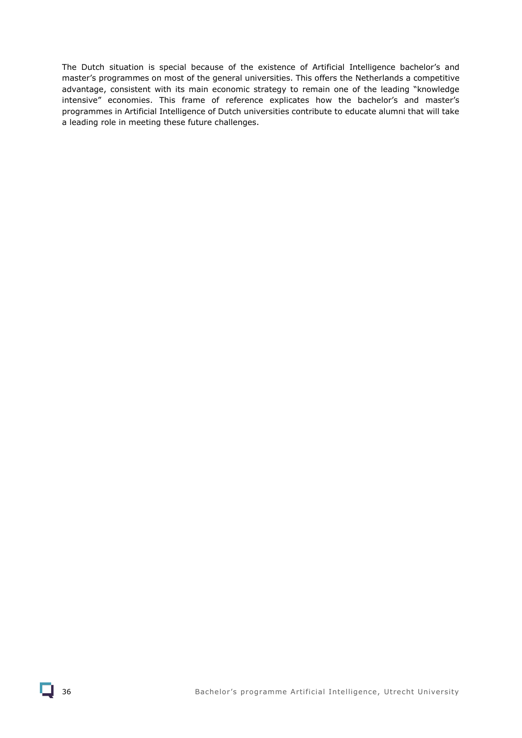The Dutch situation is special because of the existence of Artificial Intelligence bachelor's and master's programmes on most of the general universities. This offers the Netherlands a competitive advantage, consistent with its main economic strategy to remain one of the leading "knowledge intensive" economies. This frame of reference explicates how the bachelor's and master's programmes in Artificial Intelligence of Dutch universities contribute to educate alumni that will take a leading role in meeting these future challenges.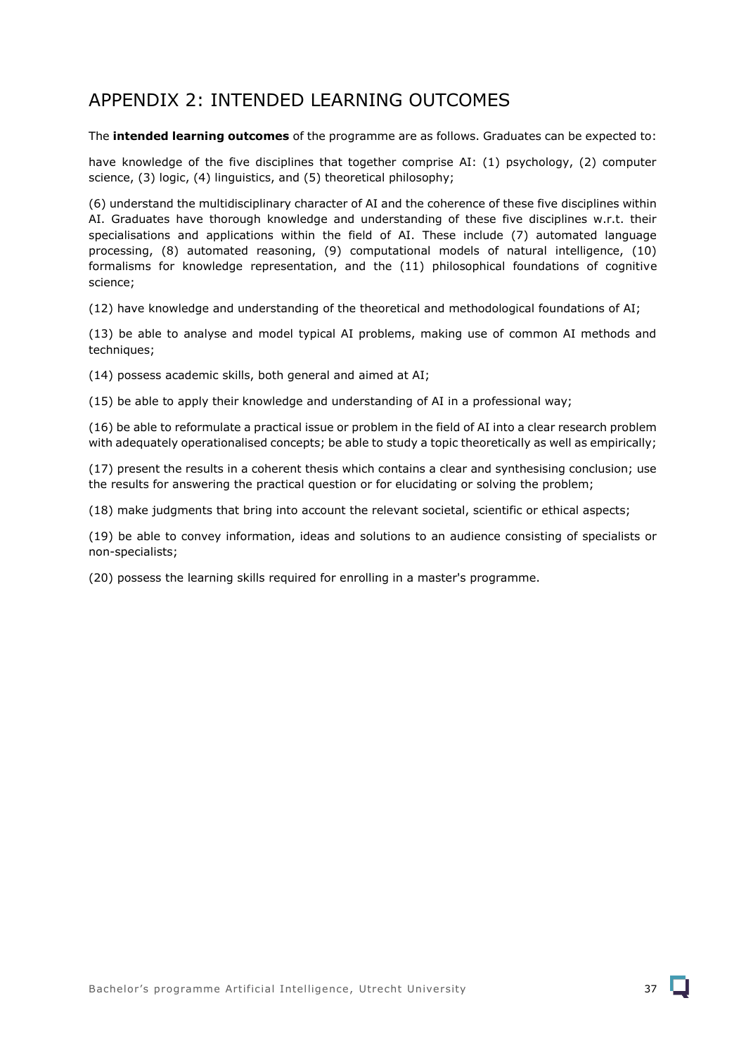# APPENDIX 2: INTENDED LEARNING OUTCOMES

The **intended learning outcomes** of the programme are as follows. Graduates can be expected to:

have knowledge of the five disciplines that together comprise AI: (1) psychology, (2) computer science, (3) logic, (4) linguistics, and (5) theoretical philosophy;

(6) understand the multidisciplinary character of AI and the coherence of these five disciplines within AI. Graduates have thorough knowledge and understanding of these five disciplines w.r.t. their specialisations and applications within the field of AI. These include (7) automated language processing, (8) automated reasoning, (9) computational models of natural intelligence, (10) formalisms for knowledge representation, and the (11) philosophical foundations of cognitive science;

(12) have knowledge and understanding of the theoretical and methodological foundations of AI;

(13) be able to analyse and model typical AI problems, making use of common AI methods and techniques;

(14) possess academic skills, both general and aimed at AI;

(15) be able to apply their knowledge and understanding of AI in a professional way;

(16) be able to reformulate a practical issue or problem in the field of AI into a clear research problem with adequately operationalised concepts; be able to study a topic theoretically as well as empirically;

(17) present the results in a coherent thesis which contains a clear and synthesising conclusion; use the results for answering the practical question or for elucidating or solving the problem;

(18) make judgments that bring into account the relevant societal, scientific or ethical aspects;

(19) be able to convey information, ideas and solutions to an audience consisting of specialists or non-specialists;

(20) possess the learning skills required for enrolling in a master's programme.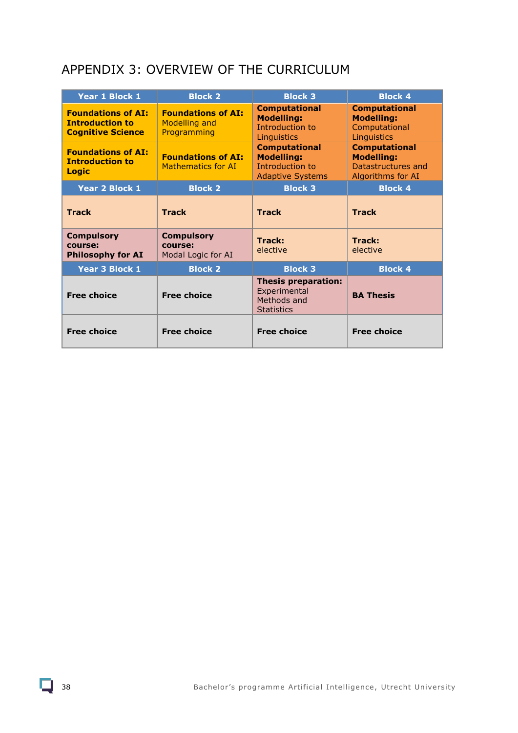# APPENDIX 3: OVERVIEW OF THE CURRICULUM

| Year 1 Block 1 | Block 2 | Block 3 | Block 4 |
|---|---|---|---|
| **Foundations of AI: Introduction to Cognitive Science** | **Foundations of AI:** Modelling and Programming | **Computational Modelling:** Introduction to Linguistics | **Computational Modelling:** Computational Linguistics |
| **Foundations of AI: Introduction to Logic** | **Foundations of AI:** Mathematics for AI | **Computational Modelling:** Introduction to Adaptive Systems | **Computational Modelling:** Datastructures and Algorithms for AI |
| **Year 2 Block 1** | **Block 2** | **Block 3** | **Block 4** |
| **Track** | **Track** | **Track** | **Track** |
| **Compulsory course: Philosophy for AI** | **Compulsory course:** Modal Logic for AI | **Track:** elective | **Track:** elective |
| **Year 3 Block 1** | **Block 2** | **Block 3** | **Block 4** |
| **Free choice** | **Free choice** | **Thesis preparation:** Experimental Methods and Statistics | **BA Thesis** |
| **Free choice** | **Free choice** | **Free choice** | **Free choice** |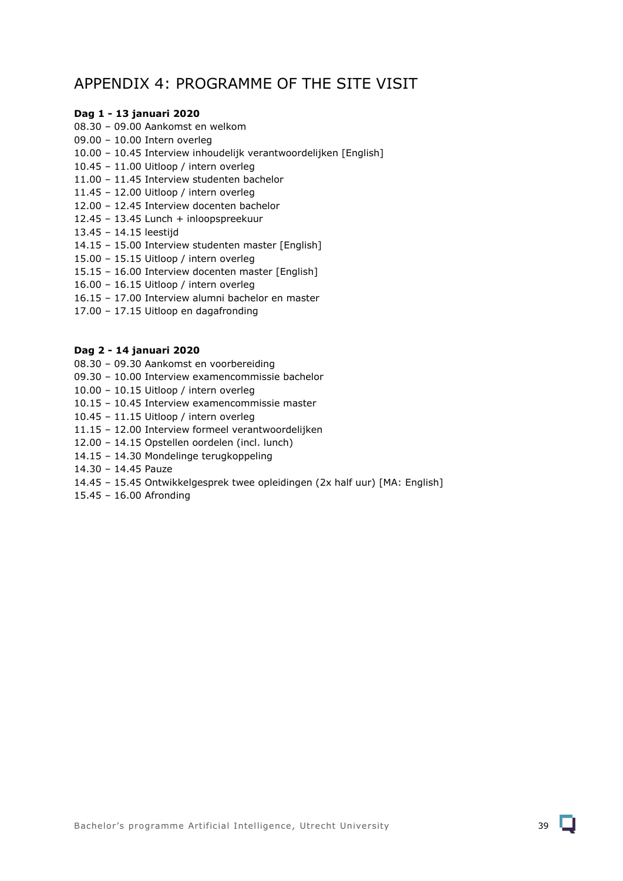# APPENDIX 4: PROGRAMME OF THE SITE VISIT

**Dag 1 - 13 januari 2020**

08.30 – 09.00 Aankomst en welkom
09.00 – 10.00 Intern overleg
10.00 – 10.45 Interview inhoudelijk verantwoordelijken [English]
10.45 – 11.00 Uitloop / intern overleg
11.00 – 11.45 Interview studenten bachelor
11.45 – 12.00 Uitloop / intern overleg
12.00 – 12.45 Interview docenten bachelor
12.45 – 13.45 Lunch + inloopspreekuur
13.45 – 14.15 leestijd
14.15 – 15.00 Interview studenten master [English]
15.00 – 15.15 Uitloop / intern overleg
15.15 – 16.00 Interview docenten master [English]
16.00 – 16.15 Uitloop / intern overleg
16.15 – 17.00 Interview alumni bachelor en master
17.00 – 17.15 Uitloop en dagafronding

**Dag 2 - 14 januari 2020**

08.30 – 09.30 Aankomst en voorbereiding
09.30 – 10.00 Interview examencommissie bachelor
10.00 – 10.15 Uitloop / intern overleg
10.15 – 10.45 Interview examencommissie master
10.45 – 11.15 Uitloop / intern overleg
11.15 – 12.00 Interview formeel verantwoordelijken
12.00 – 14.15 Opstellen oordelen (incl. lunch)
14.15 – 14.30 Mondelinge terugkoppeling
14.30 – 14.45 Pauze
14.45 – 15.45 Ontwikkelgesprek twee opleidingen (2x half uur) [MA: English]
15.45 – 16.00 Afronding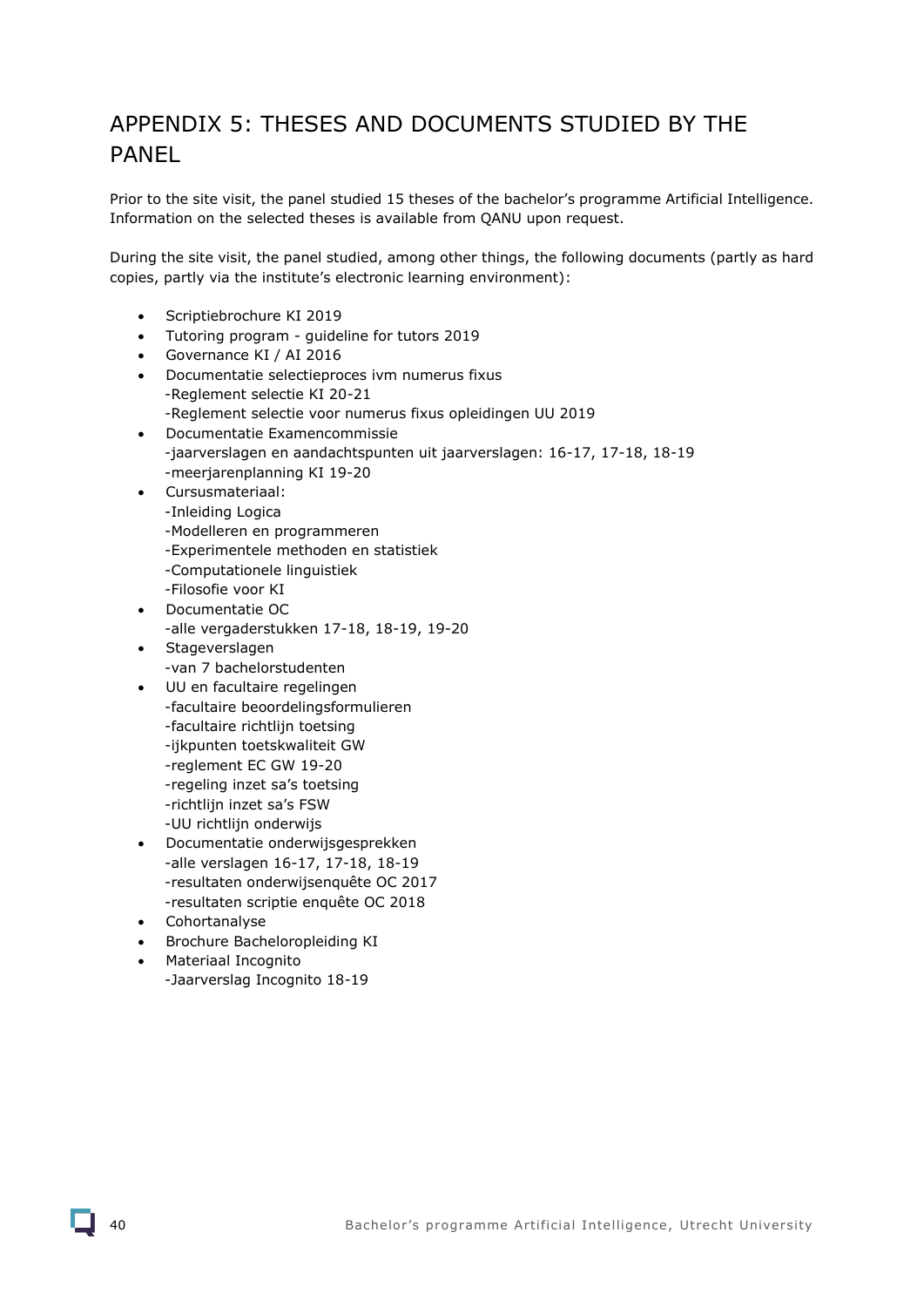# APPENDIX 5: THESES AND DOCUMENTS STUDIED BY THE PANEL

Prior to the site visit, the panel studied 15 theses of the bachelor's programme Artificial Intelligence. Information on the selected theses is available from QANU upon request.

During the site visit, the panel studied, among other things, the following documents (partly as hard copies, partly via the institute's electronic learning environment):

- Scriptiebrochure KI 2019
- Tutoring program - guideline for tutors 2019
- Governance KI / AI 2016
- Documentatie selectieproces ivm numerus fixus
  -Reglement selectie KI 20-21
  -Reglement selectie voor numerus fixus opleidingen UU 2019
- Documentatie Examencommissie
  -jaarverslagen en aandachtspunten uit jaarverslagen: 16-17, 17-18, 18-19
  -meerjarenplanning KI 19-20
- Cursusmateriaal:
  -Inleiding Logica
  -Modelleren en programmeren
  -Experimentele methoden en statistiek
  -Computationele linguistiek
  -Filosofie voor KI
- Documentatie OC
  -alle vergaderstukken 17-18, 18-19, 19-20
- Stageverslagen
  -van 7 bachelorstudenten
- UU en facultaire regelingen
  -facultaire beoordelingsformulieren
  -facultaire richtlijn toetsing
  -ijkpunten toetskwaliteit GW
  -reglement EC GW 19-20
  -regeling inzet sa's toetsing
  -richtlijn inzet sa's FSW
  -UU richtlijn onderwijs
- Documentatie onderwijsgesprekken
  -alle verslagen 16-17, 17-18, 18-19
  -resultaten onderwijsenquête OC 2017
  -resultaten scriptie enquête OC 2018
- Cohortanalyse
- Brochure Bacheloropleiding KI
- Materiaal Incognito
  -Jaarverslag Incognito 18-19